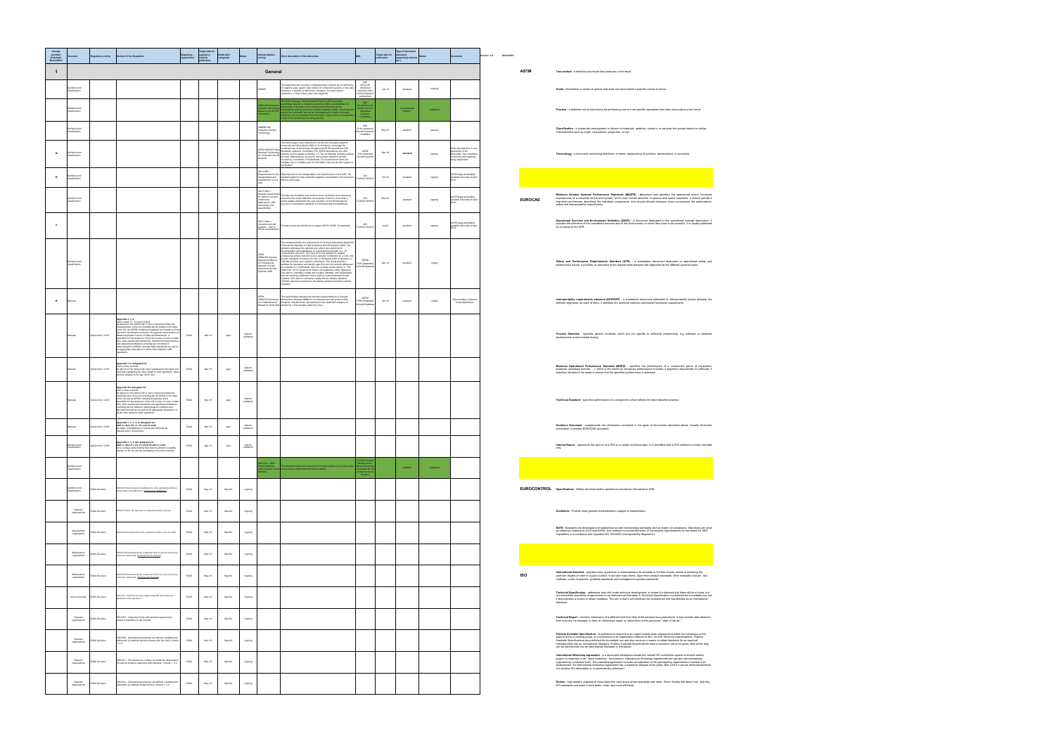Version: 3.0 04/03/2019

| Change (created/ Updated/ Removed)* | Domains | Regulatory activity | Content of the Regulation | Regulatory organization | Target date for regulatory material publication | EASA UAS categories | Status | Standardisation activity | Short description of the deliverable | SDO | Target date for publication | Type of document (standard, supporting material etc.) | Status | Comments |
|---|---|---|---|---|---|---|---|---|---|---|---|---|---|---|
| 1 | General | | | | | | | | | | | | | |
| | Definitions and classification | | | | | | | AS6969 | This data dictionary provides a mathematically consistent set of definitions for quantity types used in data models for unmanned systems. | SAE AS-4JAUS Unmanned Systems (UxS) Control Segment Architecture | Jun-16 | standard | ongoing | |
| | Definitions and classification | | | | | | | ARP6128 Unmanned Systems Terminology Based on the ALFUS Framework | | SAE AS-4JAUS Unmanned Systems Committee | | recommended practice | published | |
| | Definitions and classification | | | | | | | AS6668 UAS Propulsion System Terminology | | SAE E-39 Unmanned Aircraft Propulsion Committee | May-18 | standard | planned | |
| R | Definitions and classification | | | | | | | ASTM WK65478 New Standard Terminology for Unmanned Aircraft Systems | This terminology covers definitions of terms and concepts related to unmanned aircraft systems (UAS). | ASTM F38 Unmanned Aircraft Systems | Mar-19 | standard | ongoing | Initial development. A clear description of the terminology... |
| R | Definitions and classification | | | | | | | ISO 21895 Requirements for the categorization and classification of civil UAS | Requirements for the categorization and classification of civil UAS. | ISO TC20/SC16/WG1 | Oct-19 | standard | ongoing | ISO DIS stage and publicly available |
| | Definitions and classification | | | | | | | ISO 21384-1 General requirements for UAS for civil and commercial applications, UAS terminology and classification | | ISO TC20/SC16/WG1 | May-20 | standard | ongoing | ISO DIS stage and publicly available |
| A | | | | | | | | ISO 21384-4 Unmanned aircraft systems — Part 4: Terms and definitions | Provides terms and definitions to support ISO/TC 20/SC 16 standards. | ISO TC20/SC16/WG1 | Jul-20 | standard | ongoing | ISO DIS stage and publicly available |
| | Definitions and classification | | | | | | | ASTM WK62744 General Operations Manual for Professional Operators of Light Unmanned Aircraft Systems (UAS) | The standard defines the requirements for General Operations Manual for Professional Operator of Light Unmanned Aircraft Systems (UAS). | ASTM F38 Unmanned Aircraft Systems | Mar-19 | standard | ongoing | |
| R | Manuals | | | | | | | ASTM WK62745 Standard Specification for Maintenance Manual for Small UAS | This specification provides the minimum requirements for a General Maintenance Manual (GMM) for an unmanned aircraft system (UAS). | ASTM F38 Unmanned Aircraft Systems | Jan-19 | standard | ongoing | |
| | Manuals | Opinion No 1/2018 | Appendix 2, 3, 4... UAS in class C1, C2 and C3 shall be placed on the market with a user's manual providing the characteristics of the UAS... | EASA | Mar-19 | open | Opinion published | | | | | | | |
| | Manuals | Opinion No 1/2018 | Appendix 1 to delegated act: UAS in class C0 shall be placed on the market with clear operational instructions... | EASA | Mar-19 | open | Opinion published | | | | | | | |
| | Manuals | Opinion No 1/2018 | Appendix the delegated act: UAS in class C4 shall be placed on the market with a user's manual... | EASA | Mar-19 | open | Opinion published | | | | | | | |
| | Manuals | Opinion No 1/2018 | Appendix 1, 2, 3, 4, the delegated act: UAS in class C0, C1, C2, and C3 shall be safely controllable... | EASA | Mar-19 | open | Opinion published | | | | | | | |
| | Definitions and classification | Opinion No 1/2018 | Appendix 2, 3, 4, the delegated act: UAS in class C1, C2, C3 and C4... shall bear a label... | EASA | Mar-19 | open | Opinion published | | | | | | | |
| | Definitions and classification | | | | | | | ANSI/CTA ... Small Unmanned Aerial Systems Serial Numbers | This standard outlines the elements and characteristics of a serial number to be used by small unmanned aerial systems. | CTA R6 Portable Handheld and In-Vehicle Electronics Committee | | standard | published | |
| | Definitions and classification | EASA Guidance | Detailed threat assessment methodology for safe operations... | EASA | May-19 | Specific | ongoing | | | | | | | |
| | Operator organisations | EASA Guidance | ... | EASA | May-19 | Specific | ongoing | | | | | | | |
| | Manufacturer organisation | EASA Guidance | ... | EASA | May-19 | Specific | ongoing | | | | | | | |
| | Maintenance organisation | EASA Guidance | ... | EASA | May-19 | Specific | ongoing | | | | | | | |
| | Maintenance organisation | EASA Guidance | ... | EASA | May-19 | Specific | ongoing | | | | | | | |
| | service provider | EASA Guidance | OSO #13 - External services supporting UAS operations are adequate to the operation | EASA | May-19 | Specific | ongoing | | | | | | | |
| | Operator organisations | EASA Guidance | OSO #07 - Inspection of the UAS (product inspection) to ensure consistency to the ConOps | EASA | May-19 | Specific | ongoing | | | | | | | |
| | Operator organisations | EASA Guidance | OSO #08 - Operational procedures are defined, validated and adhered to (to address technical issues with the UAS) | EASA | May-19 | Specific | ongoing | | | | | | | |
| | Operator organisations | EASA Guidance | OSO #11 - Procedures are in-place to handle the deterioration of external systems supporting UAS operation | EASA | May-19 | Specific | ongoing | | | | | | | |
| | Operator organisations | EASA Guidance | OSO #14 - Operational procedures are defined, validated and adhered to (to address Human Errors) | EASA | May-19 | Specific | ongoing | | | | | | | |

## ASTM

**Test method** : a definitive procedure that produces a test result.

**Guide** : information or series of options that does not recommend a specific course of action.

**Practice** : a definitive set of instructions for performing one or more specific operations that does not produce a test result.

**Classification** : a systematic arrangement or division of materials, products, systems, or services into groups based on similar characteristics such as origin, composition, properties, or use.

**Terminology** : a document comprising definitions of terms; explanations of symbols, abbreviations, or acronyms.

## EUROCAE

**Minimum Aviation Systems Performance Standards (MASPS)** - describes and specifies the operational and/or functional requirements of a complete end-to-end system, which may include airborne, on-ground and space segments. It should provide a high-level architecture describing the individual components, and should allocate between these components the performance, safety and interoperability requirements.

**Operational Services and Environment Definition (OSED)** - a document dedicated to the operational concept description: it provides the definition of the considered services and of the environment, in which they have to be provided. It is usually published as an annex to the SPR.

**Safety and Performance Requirements Standard (SPR)** - a standalone document dedicated to operational safety and performance issues: it provides an allocation of the requirements between the segments for the different operational types.

**Interoperability requirements standard (INTEROP)** - a standalone document dedicated to interoperability issues between the different segments: for each of them, it identifies the technical interface and related functional requirements.

**Process Standard** - specifies generic methods, which are not specific to individual components, e.g. software or hardware development, environmental testing.

**Minimum Operational Performance Standard (MOPS)** - specifies the performance of a component (piece of equipment, protocols, exchange formats, ...), which is the minimum necessary performance to satisfy a regulatory requirement. In particular, it specifies the tests to be made to ensure that the specified performance is achieved.

**Technical Standard** - specifies performance of a component, which reflects the best industrial practice.

**Guidance Document** - supplements the information contained in the types of documents described above. Usually illustrative information to another EUROCAE document.

**Internal Report** - represents the opinion of a WG on a certain technical topic. It is identified with a WG reference number and date only.

## EUROCONTROL

**Specifications** : Define technical and/or operational procedures that advance ATM

**Guidelines** : Provide more general implementation support to stakeholders.

**NOTE**: Standards are developed and maintained as both harmonising standards and as means of compliance. Standards are used as reference material by ICAO and EASA, and continue to provide the basis of Community Specifications for the latest EU SES regulations in accordance with regulation EC 552/2004 (Interoperability Regulation).

## ISO

**International Standard** - provides rules, guidelines or characteristics for activities or for their results, aimed at achieving the optimum degree of order in a given context. It can take many forms. Apart from product standards, other examples include : test methods, codes of practice, guideline standards and management systems standards.

**Technical Specification** - addresses work still under technical development, or where it is believed that there will be a future, but not immediate, possibility of agreement on an International Standard. A Technical Specification is published for immediate use, but it also provides a means to obtain feedback. The aim is that it will eventually be transformed and republished as an International Standard.

**Technical Report** - contains information of a different kind from that of the previous two publications. It may include data obtained from a survey, for example, or from an informative report, or information of the perceived "state of the art".

**Publicly Available Specification** - is published to respond to an urgent market need, representing either the consensus of the experts within a working group, or a consensus in an organization external to ISO. As with Technical Specifications, Publicly Available Specifications are published for immediate use and also serve as a means to obtain feedback for an eventual transformation into an International Standard. Publicly Available Specifications have a maximum life of six years, after which they can be transformed into an International Standard or withdrawn.

**International Workshop Agreement** - is a document developed outside the normal ISO committee system to enable market players to negotiate in an "open workshop" environment. International Workshop Agreements are typically administratively supported by a member body. The published agreement includes an indication of the participating organizations involved in its development. An International Workshop Agreement has a maximum lifespan of six years, after which it can be either transformed into another ISO deliverable or is automatically withdrawn.

**Guides** : help readers understand more about the main areas where standards add value. Some Guides talk about how, and why, ISO standards can make it work better, safer, and more efficiently.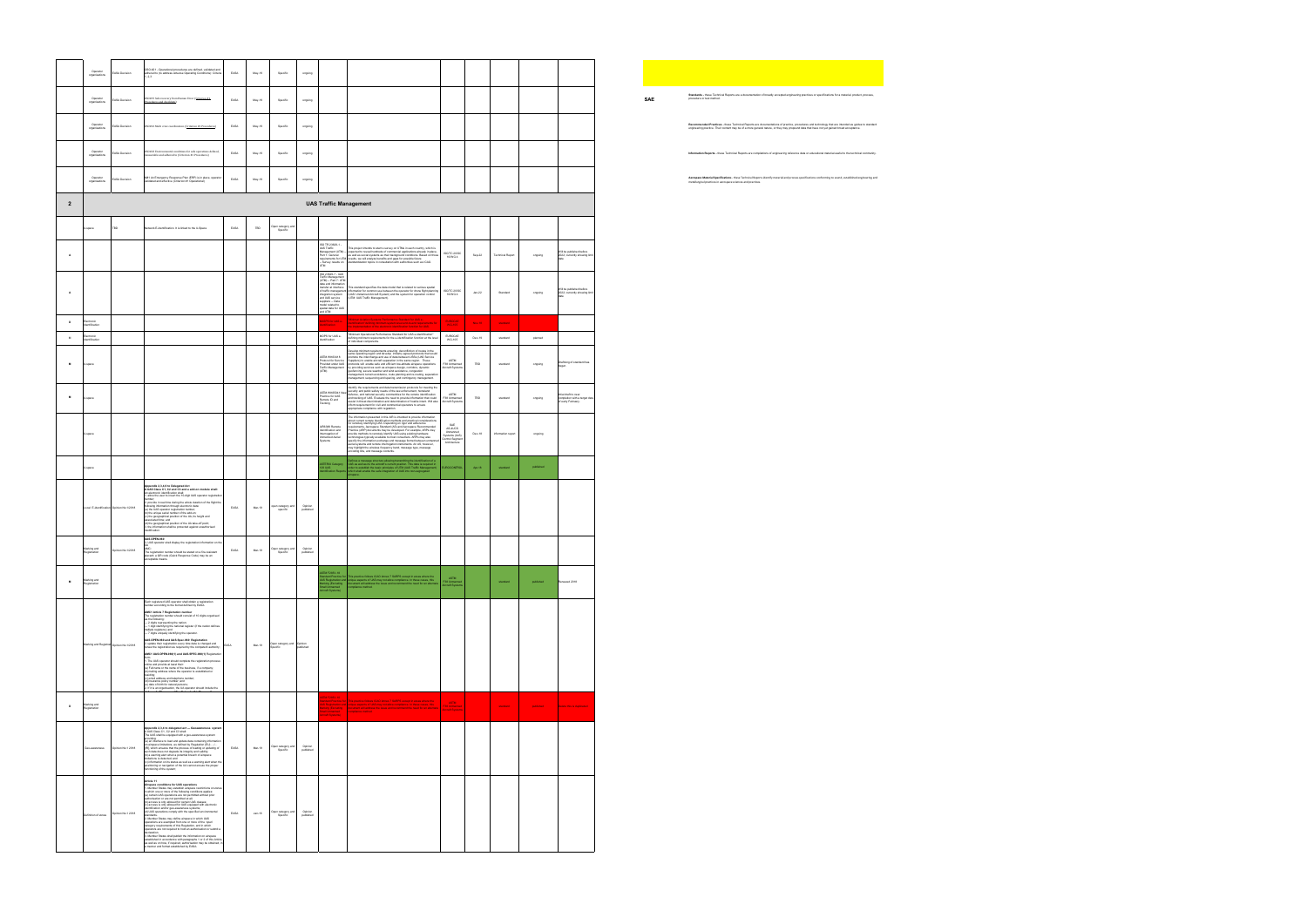| # | Topic | Source | Requirement | Authority | Date | Category | Status | Standard | Description | Body | Date | Type | Status | Comments |
|---|---|---|---|---|---|---|---|---|---|---|---|---|---|---|
| | Operator organisations | EASA Decision | AMC1 UAS.SPEC – Operational procedures are defined, validated and adhered to | EASA | May-19 | Specific | ongoing | | | | | | | |
| | Operator organisations | EASA Decision | | EASA | May-19 | Specific | ongoing | | | | | | | |
| | Operator organisations | EASA Decision | | EASA | May-19 | Specific | ongoing | | | | | | | |
| | Operator organisations | EASA Decision | | EASA | May-19 | Specific | ongoing | | | | | | | |
| | Operator organisations | EASA Decision | Emergency Response Plan (ERP) is in place, … | EASA | May-19 | Specific | ongoing | | | | | | | |
| **2** | | | | | | | | **UAS Traffic Management** | | | | | | |
| | U-space | TBD | | EASA | TBD | Open category and Specific | | | | | | | | |
| A | | | | | | | | ISO/TR 23629-1 – UAS Traffic Management (UTM) – Part 1 | This project intends to start a survey on UTMs in each country, … | ISO/TC 20/SC 16/WG 4 | Sep-22 | Technical Report | ongoing | |
| A | | | | | | | | ISO 23629-7 – UAS Traffic Management (UTM) – Part 7 | This standard specifies the data model that is related to various spatial information … | ISO/TC 20/SC 16/WG 4 | Jan-22 | Standard | ongoing | |
| B | Electronic identification | | | | | | | | | EUROCAE | | standard | | |
| B | Electronic identification | | | | | | | MOPS for UAS e-identification | "Minimum Operational Performance Standard for UAS e-Identification" … | EUROCAE WG-105 | Dec-19 | standard | planned | |
| B | U-space | | | | | | | ASTM WK63418 Protocol for Service Provided under UAS Traffic Management (UTM) | | ASTM F38 Unmanned Aircraft Systems | TBD | standard | ongoing | Drafting of standard has begun |
| B | U-space | | | | | | | ASTM WK65041 New Practice for UAS Remote ID and Tracking | | ASTM F38 Unmanned Aircraft Systems | TBD | standard | ongoing | |
| | U-space | | | | | | | ARP6388 Remote Identification and Interrogation of Unmanned Aerial Systems | | SAE AS-4UCS | Dec-19 | Information report | ongoing | |
| | U-space | | | | | | | ASTERIX Category 129 UAS Identification Reports | | EUROCONTROL | Jun-19 | standard | published | |
| | Local E-identification | Opinion No 01/2018 | Appendix 4.3.4.6 to Delegated Act | EASA | Mar-18 | Open category and specific | Opinion published | | | | | | | |
| | Marking and Registration | Opinion No 01/2018 | UAS.OPEN.060 | EASA | Mar-18 | Open category and Specific | Opinion published | | | | | | | |
| B | Marking and Registration | | | | | | | ASTM F2851-10 Standard Practice for UAS Registration and Marking | | ASTM F38 Unmanned Aircraft Systems | | standard | published | Renewed 2018 |
| | Marking and Registration | Opinion No 01/2018 | AMC1 Article 7 Registration number … AMC1 UAS.OPEN.060(1) and UAS.SPEC.050(1) Registration | EASA | Mar-18 | Open category and Specific | Opinion published | | | | | | | |
| B | Marking and Registration | | | | | | | | | | | standard | | |
| | Geo-awareness | Opinion No 01/2018 | Appendix 4.3.3 to Delegated act — Geoawareness system | EASA | Mar-18 | Open category and Specific | Opinion published | | | | | | | |
| | Definition of zones | Opinion No 01/2018 | Article 11 Airspace conditions for UAS operations | EASA | Jan-18 | Open category and Specific | Opinion published | | | | | | | |

**SAE**

**Standards** - these Technical Reports are a documentation of broadly accepted engineering practices or specifications for a material, product, process, procedure or test method.

**Recommended Practices** - these Technical Reports are documentations of practice, procedures and technology that are intended as guides to standard engineering practice. Their content may be of a more general nature, or they may propound data that have not yet gained broad acceptance.

**Information Reports** - these Technical Reports are compilations of engineering reference data or educational material useful to the technical community.

**Aerospace Material Specifications** - these Technical Reports identify materials and process specifications conforming to sound, established engineering and metallurgical practices in aerospace materials and processes.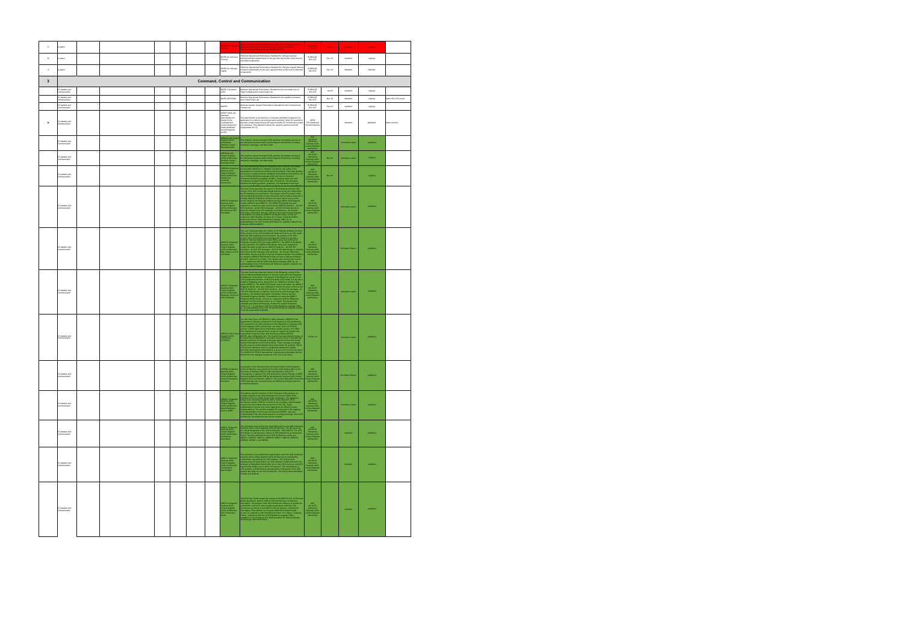| | | | | | | | | | | | | | |
|---|---|---|---|---|---|---|---|---|---|---|---|---|---|
| 0 | D-space | | | | | | | MOPS for UAS traffic... | Minimum Operational Performance Standard for UAS ... | EUROCAE WG-105 | Nov-19 | standard | ongoing | |
| 0 | D-space | | | | | | | MOPS for UAS Geo-Fencing | Minimum Operational Performance Standard for UAS geo-fencing defining minimum requirements for the geo-fencing function at the level of individual components. | EUROCAE WG-105 | Dec-19 | standard | ongoing | |
| 0 | D-space | | | | | | | MOPS for UAS geo-caging | Minimum Operational Performance Standard for UAS geo-caging defining minimum requirements for the geo-caging function at the level of individual components. | EUROCAE WG-105 | Dec-19 | standard | planned | |
| **3** | | | | | | | | **Command, Control and Communication** | | | | | | |
| | C3 datalinks and communication | | | | | | | MOPS (Terrestrial C2D) | Minimum Operational Performance Standard for the terrestrial Line of Sight Command and Control Data Link | EUROCAE WG-105 | Jun-20 | standard | ongoing | |
| | C3 datalinks and communication | | | | | | | MOPS (SATCOM) | Minimum Operational Performance Standard for the satellite Command and Control Data Link | EUROCAE WG-105 | Nov-19 | standard | ongoing | Joint WG-105 activity |
| | C3 datalinks and communication | | | | | | | MASPS | Minimum Aviation System Performance Standard for the Command and Control Link | EUROCAE WG-105 | Nov-19 | standard | ongoing | |
| B | C3 datalinks and communication | | | | | | | ASTM F3002 Standard Specification for Design of the Command and Control System for Small Unmanned Aircraft Systems (sUAS) | This specification is provided as a consensus standard in support of an application to a nation's governing aviation authority (GAA) for a permit to operate a small unmanned aircraft system (sUAS) for commercial or public use purposes. This standard outlines the general, spectrum and link requirements for C2. | ASTM F38 Unmanned Aircraft Systems | | standard | published | Direct source |
| | C3 datalinks and communication | | | | | | | AIR6514 UxS Control Segment (UCS) Architecture: Interface Control Document (ICD) | This interface control document (ICD) specifies all software services in the Unmanned Systems (UxS) Control Segment Architecture, including interfaces, messages, and data model. | SAE AS-4UCS Unmanned Systems (UxS) Control Segment Architecture | | information report | published | |
| | C3 datalinks and communication | | | | | | | AIR6514 UxS Control Segment (UCS) Architecture: Interface Control Document (ICD) | This interface control document (ICD) specifies all software services in the Unmanned Systems (UxS) Control Segment Architecture, including interfaces, messages, and data model. | SAE AS-4UCS Unmanned Systems (UxS) Control Segment Architecture | Nov-19 | information report | ongoing | |
| | C3 datalinks and communication | | | | | | | AIR6516 Unmanned Systems (UxS) Control Segment (UCS) Architecture: Architecture Technical Governance | ... | SAE AS-4UCS Unmanned Systems (UxS) Control Segment Architecture | Nov-19 | | ongoing | |
| | C3 datalinks and communication | | | | | | | AIR6515 Unmanned Systems (UxS) Control Segment (UCS) Architecture: User Guide for the UCS Model | ... | SAE AS-4UCS Unmanned Systems (UxS) Control Segment Architecture | | information report | published | |
| | C3 datalinks and communication | | | | | | | AIR6518 Unmanned Systems (UxS) Control Segment (UCS) Architecture: User Guide for the UCS Model | ... | SAE AS-4UCS Unmanned Systems (UxS) Control Segment Architecture | | information report | published | |
| | C3 datalinks and communication | | | | | | | AIR6517 Unmanned Systems (UxS) Control Segment (UCS) Architecture: Rhapsody Use for the UCS Model | ... | SAE AS-4UCS Unmanned Systems (UxS) Control Segment Architecture | | information report | published | |
| | C3 datalinks and communication | | | | | | | AIR6519 UxS Control Segment (UCS) Architecture: UCS-DoDAF | ... | AS-4UCS | | information report | published | |
| | C3 datalinks and communication | | | | | | | AIR6520 Unmanned Systems (UxS) Control Segment (UCS) Architecture: Version Description Document | ... | SAE AS-4UCS Unmanned Systems (UxS) Control Segment Architecture | | information report | published | |
| | C3 datalinks and communication | | | | | | | AIR6521 Unmanned Systems (UxS) Control Segment (UCS) Architecture: Data Distribution Service (DDS) | ... | SAE AS-4UCS Unmanned Systems (UxS) Control Segment Architecture | | information report | published | |
| | C3 datalinks and communication | | | | | | | AS6512 Unmanned Systems (UxS) Control Segment (UCS) Architecture: Architecture Description | ... | SAE AS-4UCS Unmanned Systems (UxS) Control Segment Architecture | | standard | published | |
| | C3 datalinks and communication | | | | | | | AS6513 Unmanned Systems (UxS) Control Segment (UCS) Architecture: Conformance Specification | ... | SAE AS-4UCS Unmanned Systems (UxS) Control Segment Architecture | | standard | published | |
| | C3 datalinks and communication | | | | | | | AS6518 Unmanned Systems (UxS) Control Segment (UCS) Architecture: UCS Architecture Model | ... | SAE AS-4UCS Unmanned Systems (UxS) Control Segment Architecture | | standard | published | |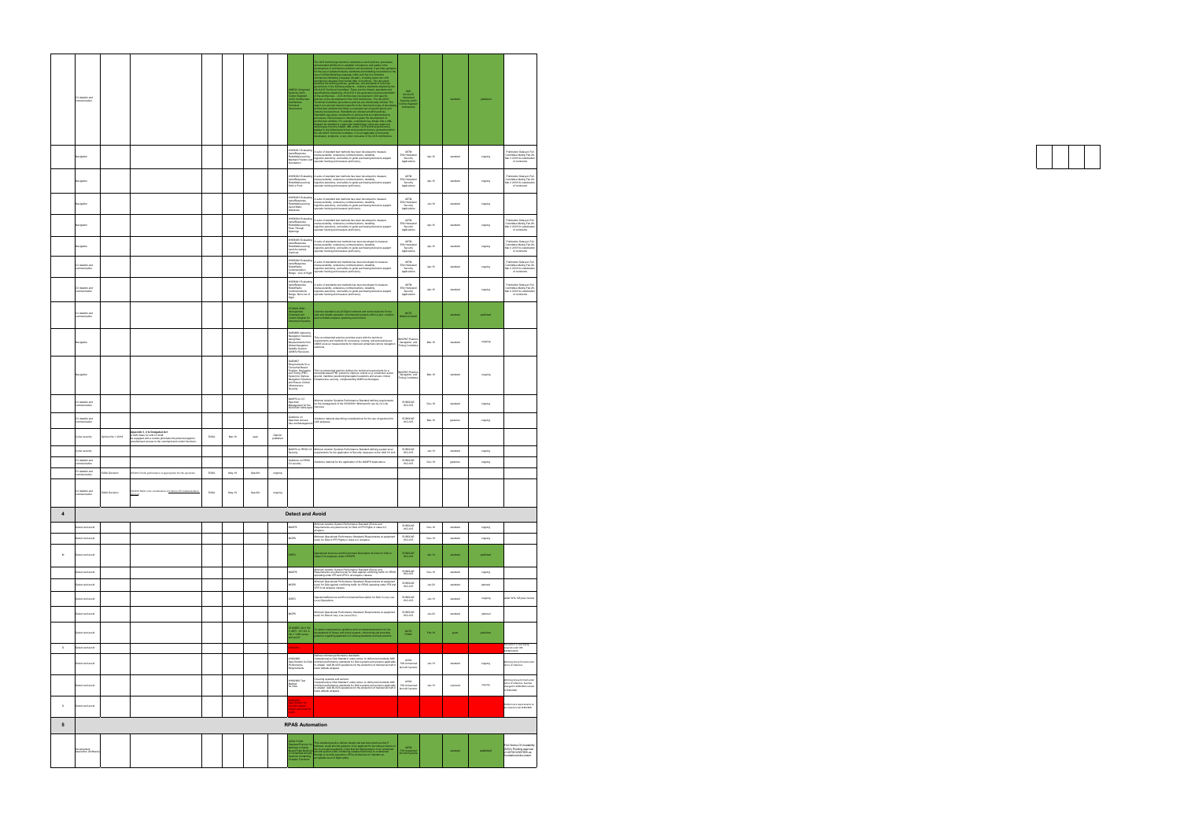| # | Domain | Regulatory reference | Regulatory requirement | Body | Date | Category | Status | Standard | Description | SDO | Date | Type | Status | Remarks |
|---|---|---|---|---|---|---|---|---|---|---|---|---|---|---|
| | C3 datalink and communication | | | | | | | AS6512 Unmanned Systems (UxS) Control Segment (UCS) Architecture: Architecture Technical Governance | The UCS technical governance comprises a set of policies, processes and standard definitions to establish consistency and quality in the development of architecture artifacts and documents. | SAE AS-4UCS Unmanned Systems (UxS) Control Segment Architecture | | standard | published | |
| | Navigation | | | | | | | WK54431 Evaluating Aerial Response Robot Maneuvering: Maintain Position and Orientation | A suite of standard test methods has been developed to measure maneuverability, endurance, communications, durability, logistics, autonomy, and safety to guide purchasing decisions, support operator training and measure proficiency. | ASTM E54 Homeland Security Applications | Jan-18 | standard | ongoing | Publication Date per Full Committee Meeting Feb 28, Mar 2, 2018 for adjudication of comments |
| | Navigation | | | | | | | WK54432 Evaluating Aerial Response Robot Maneuvering: Orbit a Point | A suite of standard test methods has been developed to measure maneuverability, endurance, communications, durability, logistics, autonomy, and safety to guide purchasing decisions, support operator training and measure proficiency. | ASTM E54 Homeland Security Applications | Jan-18 | standard | ongoing | Publication Date per Full Committee Meeting Feb 28, Mar 2, 2018 for adjudication of comments |
| | Navigation | | | | | | | WK54433 Evaluating Aerial Response Robot Maneuvering: Avoid Static Obstacles | A suite of standard test methods has been developed to measure maneuverability, endurance, communications, durability, logistics, autonomy, and safety to guide purchasing decisions, support operator training and measure proficiency. | ASTM E54 Homeland Security Applications | Jan-18 | standard | ongoing | |
| | Navigation | | | | | | | WK54434 Evaluating Aerial Response Robot Maneuvering: Pass Through Openings | A suite of standard test methods has been developed to measure maneuverability, endurance, communications, durability, logistics, autonomy, and safety to guide purchasing decisions, support operator training and measure proficiency. | ASTM E54 Homeland Security Applications | Jan-18 | standard | ongoing | Publication Date per Full Committee Meeting Feb 28, Mar 2, 2018 for adjudication of comments |
| | Navigation | | | | | | | WK54435 Evaluating Aerial Response Robot Maneuvering: Land Accurately (Vertical) | A suite of standard test methods has been developed to measure maneuverability, endurance, communications, durability, logistics, autonomy, and safety to guide purchasing decisions, support operator training and measure proficiency. | ASTM E54 Homeland Security Applications | Jan-18 | standard | ongoing | Publication Date per Full Committee Meeting Feb 28, Mar 2, 2018 for adjudication of comments |
| | C3 datalink and communication | | | | | | | WK58443 Evaluating Aerial Response Robot Radio Communication Range: Line of Sight | A suite of standard test methods has been developed to measure maneuverability, endurance, communications, durability, logistics, autonomy, and safety to guide purchasing decisions, support operator training and measure proficiency. | ASTM E54 Homeland Security Applications | Jan-18 | standard | ongoing | Publication Date per Full Committee Meeting Feb 28, Mar 2, 2018 for adjudication of comments |
| | C3 datalink and communication | | | | | | | WK58444 Evaluating Aerial Response Robot Radio Communication Range: Non Line of Sight | A suite of standard test methods has been developed to measure maneuverability, endurance, communications, durability, logistics, autonomy, and safety to guide purchasing decisions, support operator training and measure proficiency. | ASTM E54 Homeland Security Applications | Jan-18 | standard | ongoing | Publication Date per Full Committee Meeting Feb 28, Mar 2, 2018 for adjudication of comments |
| | C3 datalink and communication | | | | | | | STANAG 4586 Interoperable Command and Control Standards for Unmanned Systems | Defines standard LOI (Level of Interoperability) and interfaces for the safe and reliable operation of unmanned systems with a joint, coalition and combined airspace operating environment. | NATO | | standard | published | |
| | Navigation | | | | | | | SAE6860 Improving Navigation Solutions Using Raw Measurements from Global Navigation Satellite System (GNSS) Receivers | This recommended practice prescribes a suite of the technical requirements and methods for accessing, sharing and processing raw GNSS receiver measurements for improved enhanced vehicle navigation solutions. | SAE/PNT Position, Navigation and Timing Committee | Mar-18 | standard | ongoing | |
| | Navigation | | | | | | | SAE6857 Requirements for a Terrestrial Based Position, Navigation and Timing (PNT) System to Improve Navigation Solutions and Ensure Critical Infrastructure Security | This recommended practice defines the technical requirements for a terrestrial-based PNT system to improve vehicle (e.g. unmanned, aerial, ground, maritime) positioning/navigation solutions and ensure critical infrastructure security, complementing GNSS technologies. | SAE/PNT Position, Navigation and Timing Committee | Mar-18 | standard | ongoing | |
| | C3 datalink and communication | | | | | | | MASPS for C2 Spectrum Management for RLOS/BRLOS data link | Minimum Aviation Systems Performance Standard defining requirements for the management of the RLOS/BRLOS spectrum use by C2 Link Services | EUROCAE WG-105 | Dec-19 | standard | ongoing | |
| | C3 datalink and communication | | | | | | | Guidelines on Spectrum Access, Use and Management | Guidance material describing considerations for the use of spectrum for UAS purposes. | EUROCAE WG-105 | Mar-19 | guidance | ongoing | |
| | Cyber security | Opinion No 1/2018 | Appendix 1, 4 b Delegated Act: A UAS Class C2 and C3 shall be equipped with a remote ... protect unauthorised access to the command and control functions; | EASA | Mar-19 | open | Opinion published | | | | | | | |
| | Cyber security | | | | | | | MASPS on RPAS C3 Security | Minimum Aviation System Performance Standard defining system level requirements for the application of Security measures to the UAS C3 Link | EUROCAE WG-105 | Jan-19 | standard | ongoing | |
| | C3 datalink and communication | | | | | | | Guidance on RPAS C3 security | Guidance material for the application of the MASPS listed above | EUROCAE WG-105 | Dec-19 | guidance | ongoing | |
| | C3 datalink and communication | EASA Decision | AMC/GM Data performance is appropriate for the operation | EASA | May-19 | Specific | ongoing | | | | | | | |
| | C3 datalink and communication | EASA Decision | AMC/GM Radio ... coordination ... communication | EASA | May-19 | Specific | ongoing | | | | | | | |
| **4** | **Detect and Avoid** | | | | | | | | | | | | | |
| | Detect and avoid | | | | | | | MASPS | Minimum Aviation System Performance Standard (Functional Requirements and architecture) for Detect & Avoid of IFR flights in class A-C airspaces | EUROCAE WG-105 | Dec-19 | standard | ongoing | |
| | Detect and avoid | | | | | | | MOPS | Minimum Operational Performance Standard Requirements of equipment (...) for DAA of IFR flights in class A-C airspaces | EUROCAE WG-105 | Dec-19 | standard | ongoing | |
| b | Detect and avoid | | | | | | | OSED | Operational Services and Environment Description for DAA in Class D-G airspaces under VFR/IFR | EUROCAE WG-105 | Jan-19 | standard | published | |
| | Detect and avoid | | | | | | | MASPS | Minimum Aviation System Performance Standard (Functional Requirements and architecture) for DAA against conflicting traffic for RPAS operating under IFR and VFR in all airspace classes | EUROCAE WG-105 | Dec-20 | standard | ongoing | |
| | Detect and avoid | | | | | | | MOPS | Minimum Operational Performance Standard Requirements of equipment (...) for DAA against conflicting traffic for RPAS operating under IFR and VFR in all airspace classes | EUROCAE WG-105 | Jun-20 | standard | planned | |
| | Detect and avoid | | | | | | | OSED | Operational Services and Environment Description for DAA in very Low Level Operations | EUROCAE WG-105 | Jan-19 | standard | ongoing | after WG-105 plenary review |
| | Detect and avoid | | | | | | | MOPS | Minimum Operational Performance Standard Requirements of equipment (...) for DAA at Very Low Level (VLL) | EUROCAE WG-105 | Jun-22 | standard | planned | |
| | Detect and avoid | | | | | | | STANAG 4811 Ed 1 / AEP-101 Ed A UAV Sense and Avoid | To obtain comprehensive guidance and recommended practice for the development of Sense and Avoid systems, addressing and providing guidance regarding application of existing standards and best practice. | NATO FINAS | Feb-19 | guide | published | |
| c | Detect and avoid | | | | | | | | | | | | | Document is now being rewritten into WK... |
| | Detect and avoid | | | | | | | WK62669 Specification for DAA System Performance Requirements | Defines minimum performance standards. Comprehensive DAA Standard; stakeholders to define/test methods AND minimum performance standards for DAA systems and sensors applicable to smaller UAS BVLOS operations for the protection of manned aircraft in lower altitude airspace. | ASTM F38 Unmanned Aircraft Systems | Jan-19 | standard | ongoing | Working Group formed under terms of reference |
| | Detect and avoid | | | | | | | WK62668 Test Method for DAA | Covering systems and sensors. Comprehensive DAA Standard; stakeholders to define/test methods AND minimum performance standards for DAA systems and sensors applicable to smaller UAS BVLOS operations for the protection of manned aircraft in lower altitude airspace. | ASTM F38 Unmanned Aircraft Systems | Jan-19 | standard | ongoing | Working Group formed under terms of reference. Number changed to differentiate scope of standard |
| d | Detect and avoid | | | | | | | | | | | | | Performance requirements to be moved to the WK62669 |
| **5** | **RPAS Automation** | | | | | | | | | | | | | |
| | Development assurance (Software) | | | | | | | ASTM F3269 Standard Practice for Methods to Safely Bound Flight Behavior of Unmanned Aircraft Systems Containing Complex Functions | This standard practice defines design and test best practices that, if followed, would provide guidance to an applicant for providing evidence to the civil aviation authority (CAA) that the flight behavior of an unmanned aircraft system (UAS) containing complex functions is constrained through a run-time assurance (RTA) architecture to maintain an acceptable level of flight safety. | ASTM F38 Unmanned Aircraft Systems | | standard | published | FAA Notice Of Availability (NOA): Pending approval of ASTM F3269 as foundational document |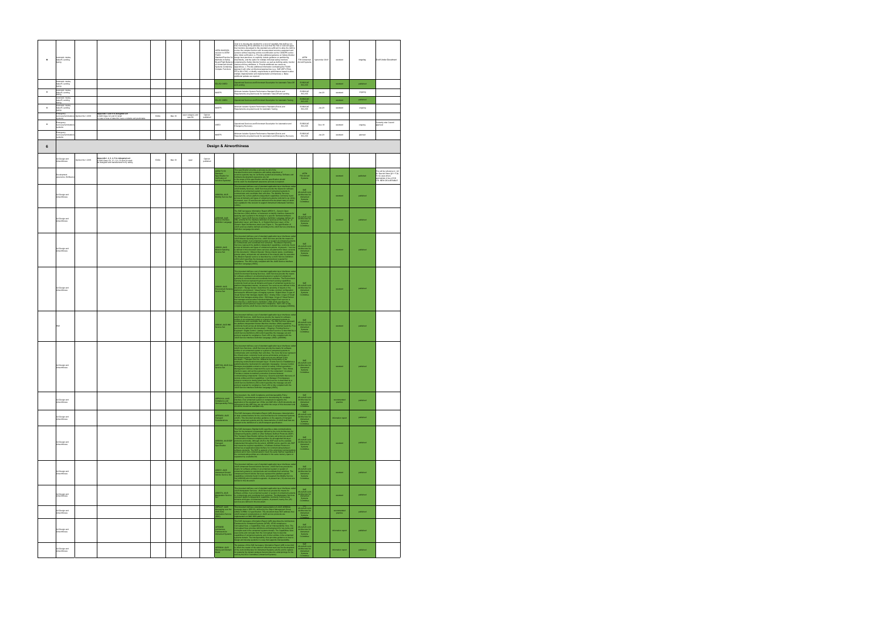| No. | Topic | Source | Requirement | Organisation | Date | Category | Status | Document | Description | Organisation | Date | Type | Status | Notes |
|---|---|---|---|---|---|---|---|---|---|---|---|---|---|---|
| | Automatic takeoff / Landing, taxiing | | | | | | | ASTM WK69659 Revision to ASTM F3269 Standard Practice for Methods to Safely Bound Flight Behavior of Unmanned Aircraft Systems Containing Complex Functions | | ASTM F38 Unmanned Aircraft Systems | September 2019 | standard | ongoing | Draft Under Enrollment |
| | Automatic takeoff / Landing, taxiing | | | | | | | ED-xxx (OSED) | Operational Services and Environment Description for Automatic Take-Off and Landing | EUROCAE WG-105 | | standard | published | |
| | Automatic takeoff / Landing, taxiing | | | | | | | MASPS | Minimum Aviation System Performance Standard (Ends and Requirements) for Automatic Take-Off and Landing | EUROCAE WG-105 | Jun-20 | standard | ongoing | |
| | Automatic takeoff / Landing, taxiing | | | | | | | ED-xxx (OSED) | Operational Services and Environment Description for Automatic Taxiing | EUROCAE WG-105 | | standard | published | |
| | Automatic takeoff / Landing, taxiing | | | | | | | MASPS | Minimum Aviation System Performance Standard (Ends and Requirements) for Automatic Taxiing | EUROCAE WG-105 | Jun-20 | standard | ongoing | |
| | Emergency recovery/termination systems | Opinion No 1 2018 | Appendix 1 and 3 to delegated act: A UAS Class C2 and C3 shall in case of loss of data link have a reliable and predictable | EASA | Mar-19 | open category and specific | Opinion published | | | | | | | |
| | Emergency recovery/termination systems | | | | | | | OSED | Operational Services and Environment Description for Automation/Emergency Recovery | EUROCAE WG-105 | Dec-19 | standard | ongoing | Currently near Council approval |
| | Emergency recovery/termination systems | | | | | | | MASPS | Minimum Aviation System Performance Standard (Ends and Requirements) for Automation/Emergency Recovery | EUROCAE WG-105 | Jun-20 | standard | planned | |

## 6 Design & Airworthiness

| No. | Topic | Source | Requirement | Organisation | Date | Category | Status | Document | Description | Organisation | Date | Type | Status | Notes |
|---|---|---|---|---|---|---|---|---|---|---|---|---|---|---|
| | UA Design and airworthiness | Opinion No 1 2018 | Appendix 1, 2, 3, 4, 5 to delegated act: A UAS Class C0, C1, C2, C3 and C4 shall be designed and manufactured to fly safely | EASA | Mar-19 | open | Opinion published | | | | | | | |
| | Development assurance (Software) | | | | | | | ASTM F3201 Standard Specification for Ensuring Dependability of Software Used in Unmanned Aircraft Systems | | ASTM F38 Unmanned Aircraft Systems | | standard | published | |
| | UA Design and airworthiness | | | | | | | AS6009A JAUS Mobility Service Set | | SAE AS-4 | | standard | published | |
| | UA Design and airworthiness | | | | | | | AS5684 JAUS Service Interface Definition Language | | SAE AS-4 | | standard | published | |
| | UA Design and airworthiness | | | | | | | AS6062 JAUS Mission Spooling Service Set | | SAE AS-4 | | standard | published | |
| | UA Design and airworthiness | | | | | | | AS6060 JAUS Environment Sensing Service Set | | SAE AS-4 | | standard | published | |
| | HMI | | | | | | | AS6040 JAUS HMI Service Set | | SAE AS-4 | | standard | published | |
| | UA Design and airworthiness | | | | | | | AS5710 JAUS Core Service Set | | SAE AS-4 | | standard | published | |
| | UA Design and airworthiness | | | | | | | ARP6128 JAUS Compliance and Interoperability Policy | | SAE AS-4 | | recommended practice | published | |
| | UA Design and airworthiness | | | | | | | AIR5645 JAUS Transport Considerations | | SAE AS-4 | | information report | published | |
| | UA Design and airworthiness | | | | | | | AS5669A JAUS/SDP Transport Specification | | SAE AS-4 | | standard | published | |
| | UA Design and airworthiness | | | | | | | AS6091 JAUS Unmanned Ground Vehicle Service Set | | SAE AS-4 | | standard | published | |
| | UA Design and airworthiness | | | | | | | JAUS Manipulator Service Set | | SAE AS-4 | | standard | published | |
| | UA Design and airworthiness | | | | | | | ARP6227 Messaging over JAUS | | SAE AS-4 | | recommended practice | published | |
| | UA Design and airworthiness | | | | | | | AIR5665 Architecture Framework for Unmanned Systems | | SAE AS-4 | | information report | published | |
| | UA Design and airworthiness | | | | | | | AIR5664 JAUS History and Domain Model | | SAE AS-4 | | information report | published | |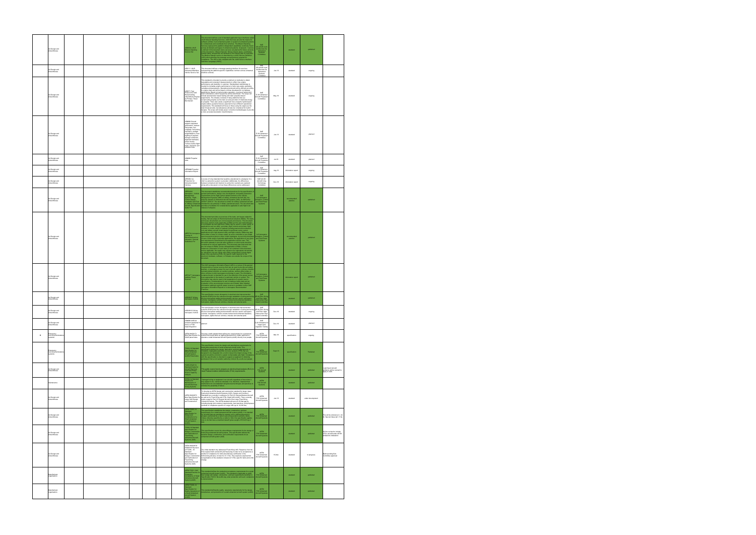| | Category | | | | | | | Document | Description | Committee | Date | Type | Status | Notes |
|---|---|---|---|---|---|---|---|---|---|---|---|---|---|---|
| | UA Design and Airworthiness | | | | | | | AS6009 JAUS Mission Spooling Service Set | | SAE AS-4JAUS Joint Architecture for Unmanned Systems Committee | | standard | published | |
| | UA Design and Airworthiness | | | | | | | AS6111 JAUS Unmanned Maritime Vehicle Service Set | This document defines a message passing interface for services representing the platform-specific capabilities common across unmanned maritime vehicles. | SAE AS-4JAUS Joint Architecture for Unmanned Systems Committee | Jan-19 | standard | ongoing | |
| | UA Design and Airworthiness | | | | | | | Test Protocol for sUAS Recommending Measurement of Power, Thrust, Noise | | SAE E-39 Unmanned Aircraft Propulsion Committee | May-18 | standard | ongoing | |
| | UA Design and Airworthiness | | | | | | | Ground support equipment | | SAE E-39 Unmanned Aircraft Propulsion Committee | Jan-19 | standard | planned | |
| | UA Design and Airworthiness | | | | | | | Propeller Hubs | | SAE E-39 Unmanned Aircraft Propulsion Committee | Jul-19 | standard | planned | |
| | UA Design and Airworthiness | | | | | | | Propeller Information Report | | SAE E-39 Unmanned Aircraft Propulsion Committee | Sep-19 | information report | ongoing | |
| | UA Design and Airworthiness | | | | | | | Ice Protection for Unmanned Aerial Vehicles | | SAE AC-9C Aircraft Icing Technology Committee | Dec-18 | information report | ongoing | |
| | UA Design and Airworthiness | | | | | | | Aerospace - Vehicle Management Systems - Flight Control Design, Installation and Test of, Military Unmanned Aircraft, Specification Guide For | | SAE A-6 Aerospace Actuation, Control and Fluid Power Systems | | recommended practice | published | |
| | UA Design and Airworthiness | | | | | | | Aerospace - Testing of Electromechanical Actuators, General Guidelines For | | SAE A-6 Aerospace Actuation, Control and Fluid Power Systems | | recommended practice | published | |
| | UA Design and Airworthiness | | | | | | | Aerospace Auxiliary Power Sources | | SAE A-6 Aerospace Actuation, Control and Fluid Power Systems | | information report | published | |
| | UA Design and Airworthiness | | | | | | | Wiring Aerospace Vehicle | | SAE AE-8A Elec Wiring and Fiber Optic Interconnect Sys Install Committee | | standard | published | |
| | UA Design and Airworthiness | | | | | | | Wiring Aerospace Vehicle | | SAE AE-8A Elec Wiring and Fiber Optic Interconnect Sys Install Committee | Dec-18 | standard | ongoing | |
| | UA Design and Airworthiness | | | | | | | | | SAE | Dec-18 | standard | planned | |
| B | Emergency recovery/termination systems | | | | | | | ASTM WK59171 New Specification for sUAS parachutes | | ASTM F38 Unmanned Aircraft Systems | Mar-18 | specification | ongoing | |
| | Emergency recovery/termination systems | | | | | | | F3322-18 Standard Specification for Small Unmanned Aircraft System (sUAS) Parachutes | | ASTM F38 Unmanned Aircraft Systems | Sept-18 | specification | Published | |
| | UA Design and Airworthiness | | | | | | | Standard Guide for Aircraft Electrical Load and Power Source Capacity Analysis | | ASTM F39 Aircraft Systems | | standard | published | |
| | Maintenance | | | | | | | Standard Practice for Maintenance of Aircraft Electrical Wiring Systems | | ASTM F39 Aircraft Systems | | standard | published | |
| | UA Design and Airworthiness | | | | | | | New Specification for Large UAS Design and Construction | | ASTM F38 Unmanned Aircraft Systems | Jan-18 | standard | under development | |
| | UA Design and Airworthiness | | | | | | | Standard Specification for Design, Construction, and Verification of UAS | | ASTM F38 Unmanned Aircraft Systems | | standard | published | Special Class (§21.17(b)) |
| | UA Design and Airworthiness | | | | | | | Standard Specification for Design of the Command and Control System for sUAS | | ASTM F38 Unmanned Aircraft Systems | | standard | published | |
| | UA Design and Airworthiness | | | | | | | ASTM WK56374 Revision of F2910 Standard Specification for Design and Construction of sUAS | | ASTM F38 Unmanned Aircraft Systems | Oct- | standard | in progress | Balloting in Sub-committee approval |
| | Manufacturer organization | | | | | | | Standard Specification for Quality Assurance of sUAS | | ASTM F38 Unmanned Aircraft Systems | | standard | published | |
| | Manufacturer organization | | | | | | | | | ASTM F38 Unmanned Aircraft Systems | | standard | published | |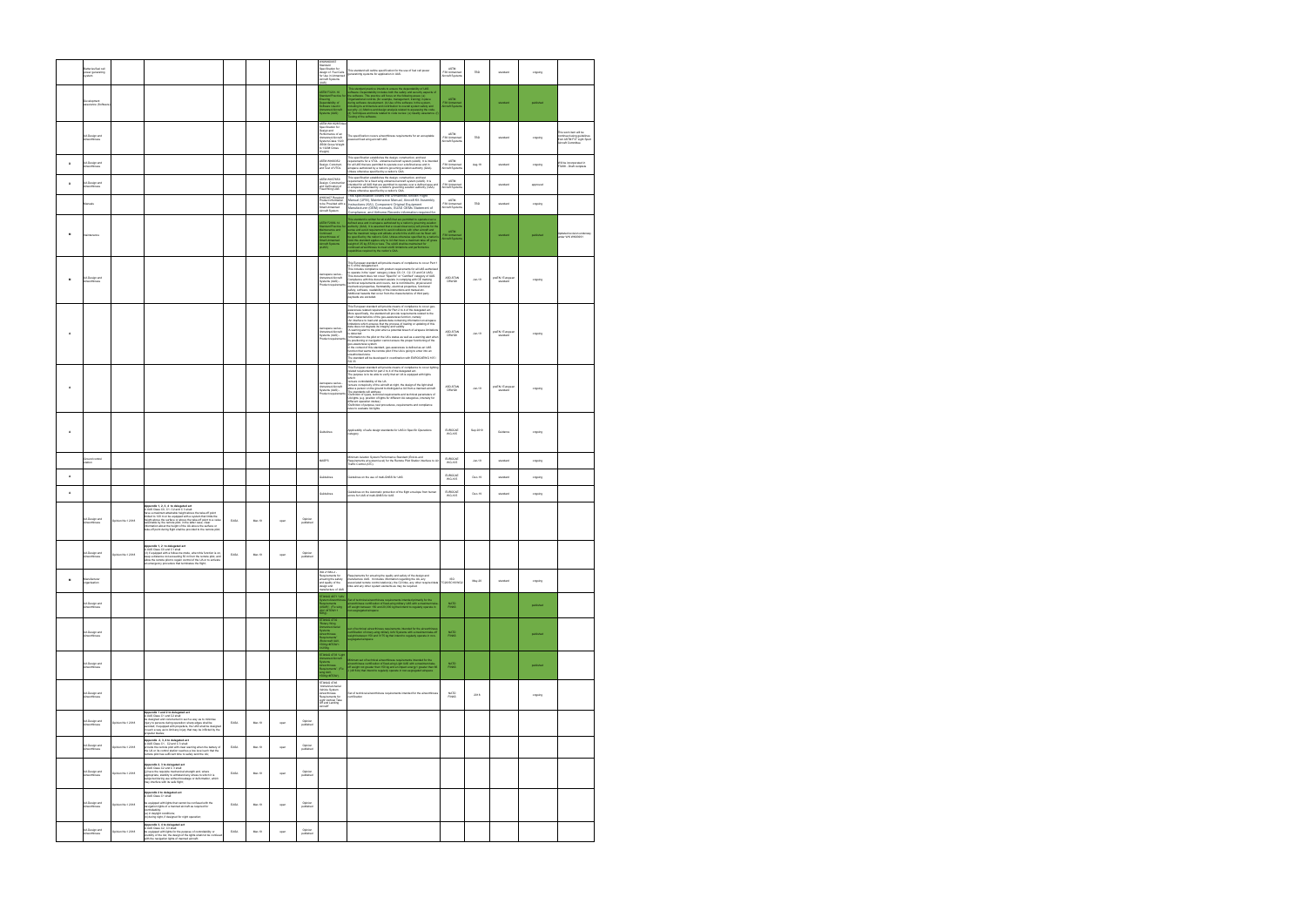| | Topic | Source | Requirement | Authority | Date | Status | Stage | Standard | Description | Organisation | Date | Type | Status | Comments |
|---|---|---|---|---|---|---|---|---|---|---|---|---|---|---|
| | Batteries/fuel cell power generating system | | | | | | | ASTM WK Standard Specification for Design of Fuel Cells for Use in Unmanned Aircraft Systems (UAS) | The standard will define specification for the use of fuel cell power generating systems for application in UAS. | ASTM F38 Unmanned Aircraft Systems | TBD | standard | ongoing | |
| | Development assurance (Software) | | | | | | | ASTM F3201-16 Standard Practice for Ensuring Dependability of Software Used in Unmanned Aircraft Systems (UAS) | | ASTM F38 Unmanned Aircraft Systems | | standard | published | |
| | UA Design and airworthiness | | | | | | | ASTM WK New Specification for Design and Performance of an Unmanned Aircraft System | The specification covers airworthiness requirements for an acceptable unmanned aircraft UAS. | ASTM F38 Unmanned Aircraft Systems | TBD | standard | ongoing | This work item will be continue having guidelines from ASTM F37 Light Sport Aircraft Committee. |
| B | UA Design and airworthiness | | | | | | | ASTM WK Design, Construction and Test of VTOL | This specification establishes the design, construction, and test requirements for a VTOL unmanned aircraft system (sUAS). | ASTM F38 Unmanned Aircraft Systems | Aug-18 | standard | ongoing | | 
| B | UA Design and airworthiness | | | | | | | ASTM WK Design, Construction and Verification of fixed-wing UAS | This specification establishes the design, construction, and test requirements for a fixed-wing unmanned aircraft system (sUAS). | ASTM F38 Unmanned Aircraft Systems | | standard | approved | |
| | Manuals | | | | | | | ASTM WK Required Product Information to be Provided with a Small Unmanned Aircraft System | This specification covers the content of the Pilot Operating Handbook (POH), Maintenance Manual, Assembly Instructions (KAI), Component Original Equipment Manufacturer (OEM) manuals, SUAS OEMs' Statement of Compliance, and Software Elements information required for | ASTM F38 Unmanned Aircraft Systems | TBD | standard | ongoing | |
| B | Maintenance | | | | | | | ASTM F2909-14 Standard Practice for Maintenance and Continued Airworthiness of Small Unmanned Aircraft Systems (sUAS) | | ASTM F38 Unmanned Aircraft Systems | | standard | published | Related revision underway under WK |
| B | UA Design and airworthiness | | | | | | | Aerospace series. Unmanned Aircraft Systems (UAS) - Product requirements | This European standard will provide means of compliance to cover Part 1 to 5 of the delegated act. | ASD-STAN D5WG8 | Jun-19 | prEN (European standard) | ongoing | |
| A | | | | | | | | Aerospace series. Unmanned Aircraft Systems (UAS) - Product requirements | This European standard will provide means of compliance to cover geo-awareness. | ASD-STAN D5WG8 | Jun-19 | prEN (European standard) | ongoing | |
| A | | | | | | | | Aerospace series. Unmanned Aircraft Systems (UAS) - Product requirements | This European standard will provide means of compliance to cover lighting. | ASD-STAN D5WG8 | Jun-19 | prEN (European standard) | ongoing | |
| A | | | | | | | | Guidelines | Applicability of safe design standards for UAS in Specific Operations category | EUROCAE WG-105 | Sep-2019 | Guideline | ongoing | |
| | Command and control station | | | | | | | MASPS | Minimum Aviation System Performance Standard (Remote Pilot Station) for the Remote Pilot Station Interface to Air Traffic Control (ATC) | EUROCAE WG-105 | Jun-19 | standard | ongoing | |
| B | | | | | | | | Guidelines | Guidelines on the use of multi-GNSS for UAS | EUROCAE WG-105 | Dec-19 | standard | ongoing | |
| B | | | | | | | | Guidelines | Guidelines on the automatic protection of the flight envelope from human errors for UAS | EUROCAE WG-105 | Dec-19 | standard | ongoing | |
| | UA Design and airworthiness | Opinion No 1 2018 | Appendix 1, 2, 3, 4 to delegated act: UAS Class C0, C1, C2 and C3 shall have a maximum attainable height above the take-off point limited to 120 m or be equipped with a system that limits the height above the surface or above the take-off point to a value selectable by the remote pilot. | EASA | Mar-18 | open | Opinion published | | | | | | | |
| | UA Design and airworthiness | Opinion No 1 2018 | Appendix 1, 2 to delegated act: UAS Class C1 and C2 | EASA | Mar-18 | open | Opinion published | | | | | | | |
| B | Manufacturer organisation | | | | | | | ISO 21384-2 Requirements for ensuring the safety and quality of the design and manufacture of UAS | Requirements for ensuring the quality and safety of the design and manufacture of UAS | ISO TC20/SC16/WG2 | May-20 | standard | ongoing | |
| | UA Design and airworthiness | | | | | | | STANAG 4671 UAV Systems Airworthiness Requirements (USAR) | Set of technical airworthiness requirements intended primarily for the airworthiness certification of fixed-wing military UAV systems that intend to regularly operate in non-segregated airspace | NATO FINAS | | | published | |
| | UA Design and airworthiness | | | | | | | STANAG 4702 Rotary Wing Unmanned Aerial Systems Airworthiness Requirements | Set of technical airworthiness requirements intended for the airworthiness certification of rotary wing military UAV systems that intend to regularly operate in non-segregated airspace | NATO FINAS | | | published | |
| | UA Design and airworthiness | | | | | | | STANAG 4703 Light Unmanned Aircraft Systems Airworthiness Requirements | Minimum set of technical airworthiness requirements intended for the airworthiness certification of fixed-wing military UAS with a maximum take-off weight less than 150 kg | NATO FINAS | | | published | |
| | UA Design and airworthiness | | | | | | | STANAG 4746 Unmanned Aerial Vehicle System Airworthiness Requirements for light vertical take-off and landing aircraft | Set of technical airworthiness requirements intended for the airworthiness certification | NATO FINAS | 2019 | | ongoing | |
| | UA Design and airworthiness | Opinion No 1 2018 | Appendix 1 and 2 to delegated act: UAS Class C1 and C2 shall be designed and constructed in such a way as to minimise injury to persons during operation; sharp edges shall be avoided. | EASA | Mar-18 | open | Opinion published | | | | | | | |
| | UA Design and airworthiness | Opinion No 1 2018 | Appendix 2, 3, 4 to delegated act: UAS Class C1, C2 and C3 shall provide the remote pilot with clear warning when the battery of the UA or its control station reaches a low level. | EASA | Mar-18 | open | Opinion published | | | | | | | |
| | UA Design and airworthiness | Opinion No 1 2018 | Appendix 2, 3 to delegated act: UAS Class C1 and C2 shall ensure the requisite mechanical strength and, where appropriate, stability to withstand any stress to which it is subjected during use without breakage or deformation which may interfere with its safe flight. | EASA | Mar-18 | open | Opinion published | | | | | | | |
| | UA Design and airworthiness | Opinion No 1 2018 | Appendix 3 to delegated act: UAS Class C1 shall be equipped with lights that cannot be confused with the navigation lights of a manned aircraft as required for controllability. | EASA | Mar-18 | open | Opinion published | | | | | | | |
| | UA Design and airworthiness | Opinion No 1 2018 | Appendix 3, 4 to delegated act: UAS Class C2 shall be equipped with lights for the purpose of controllability or visibility of the UA. The design of the lights shall not be confused with the navigation lights of manned aircraft. | EASA | Mar-18 | open | Opinion published | | | | | | | |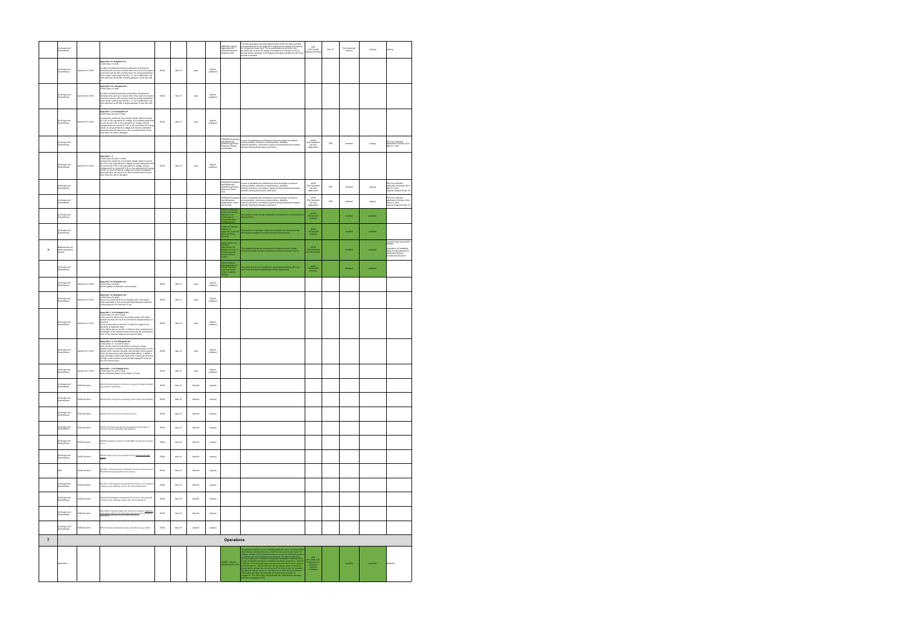| # | Category | Source | Requirement | Organisation | Date | Type | Status | Standard | Description | Body | Date | Type | Status | Notes |
|---|---|---|---|---|---|---|---|---|---|---|---|---|---|---|
| | AA Design and Airworthiness | | | | | | | ARP6336 Lighting Applications for Unmanned Aircraft Systems (UAS) | The SAE Aerospace Recommended Practice (ARP) provides technical recommendations for the application, design and development of lighting for Unmanned Aircraft (UA). | SAE A-20 Aircraft Lighting Committee | Dec-18 | Recommended Practice | ongoing | ongoing |
| | AA Design and Airworthiness | Opinion No 1 2018 | **Appendix 4 to delegated act** A UAS Class C1 shall: be made of materials and have performance and physical characteristics such as to ensure that in the event of an impact at terminal velocity with a human head, the energy transmitted to the human head is less than 80 J, or as an alternative, the UAS shall have an MTOM, including payload, of less than 900 g | EASA | Mar-18 | open | Opinion published | | | | | | | |
| | AA Design and Airworthiness | Opinion No 1 2018 | **Appendix 4 to delegated act** A UAS Class C1 shall: be made of materials and have performance and physical characteristics such as to ensure that in the event of an impact at terminal velocity with a human head, the energy transmitted to the human head is less than 80 J, or as an alternative, the UAS shall have an MTOM, including payload, of less than 900 g | EASA | Mar-18 | open | Opinion published | | | | | | | |
| | AA Design and Airworthiness | Opinion No 1 2018 | **Appendix 1, 2 to delegated act** A UAS Class C0 and C1 shall: if powered by electricity, the nominal voltage shall not exceed 24 V DC or the equivalent AC voltage; its accessible parts shall not exceed 24 V DC or the equivalent AC voltage; internal voltages shall not exceed 24 V DC or the equivalent AC voltage unless it is ensured that the voltage and current combination generated does not lead to any risk or harmful electric shock even when the UAS is damaged | EASA | Mar-18 | open | Opinion published | | | | | | | |
| | AA Design and Airworthiness | | | | | | | WK56338 Evaluating Aerial Response Robot Energy/Power: Endurance Range and Duration | A suite of standard test methods has been developed to measure maneuverability, endurance, communications, durability, logistics, autonomy, and safety to guide purchasing decisions, support operator training and measure proficiency. | ASTM E54 Homeland Security Applications | TBD | standard | ongoing | E54 Full Committee Adoption in February 2014 March 4, 2018 |
| | AA Design and Airworthiness | Opinion No 1 2018 | **Appendix 3, 4** A UAS Class C2 and C3 shall: if powered by electricity, the nominal voltage shall not exceed 48 V DC or the equivalent AC voltage; its accessible parts shall not exceed 48 V DC or the equivalent AC voltage; internal voltages shall not exceed 48 V DC or the equivalent AC voltage unless it is ensured that the voltage and current combination generated does not lead to any risk or harmful electric shock even when the UAS is damaged | EASA | Mar-18 | open | Opinion published | | | | | | | |
| | AA Design and Airworthiness | | | | | | | WK56340 Evaluating Aerial Response Robot Energy/Power: Endurance Dwell Time | A suite of standard test methods has been developed to measure maneuverability, endurance, communications, durability, logistics, autonomy, and safety to guide purchasing decisions, support operator training and measure proficiency. | ASTM E54 Homeland Security Applications | TBD | standard | ongoing | E54 Full Committee Adoption in February 2014 March 4, 2018 ongoing, Delayed 03 apr 18 |
| | AA Design and Airworthiness | | | | | | | WK56341 Evaluating Aerial Response Robot Maneuvering: Lights and Sounds | A suite of standard test methods has been developed to measure maneuverability, endurance, communications, durability, logistics, autonomy, and safety to guide purchasing decisions, support operator training and measure proficiency. | ASTM E54 Homeland Security Applications | TBD | standard | ongoing | E54 Full Committee Adoption in February 2014 March 4, 2018 ongoing, Delayed 03 apr 18 |
| | AA Design and Airworthiness | | | | | | | F3230-17 Standard Practice for Design, Alteration, and Certification of Aircraft Electrical Wiring Systems | This practice covers design configuration procedures for aircraft electrical wiring systems. | ASTM F39 Aircraft Systems | | standard | published | |
| | AA Design and Airworthiness | | | | | | | F3231-17 Standard Practice for Inspection of Aircraft Electrical Wiring Systems | This practice covers basic inspection procedures for electrical wiring interconnect systems for aircraft electrical wiring systems. | ASTM F39 Aircraft Systems | | standard | published | |
| 8 | Batteries/fuel cell power generating system | | | | | | | ASTM F3005-14a Standard Specification for Batteries for Use in Small Unmanned Aircraft Systems (sUAS) | This standard defines the requirements for batteries used in small unmanned aircraft systems (sUAS) and Small Unmanned Aircraft System. | ASTM F38 Unmanned Aircraft Systems | | standard | published | Currently being reviewed to address... |
| | AA Design and Airworthiness | | | | | | | F3309-18 (2019) Standard Guide for Aircraft Electrical Load and Power Source Capacity Analysis | This guide covers how to prepare an electrical load analysis (ELA) to meet Federal aviation administration (FAA) requirements | ASTM F39 Aircraft Systems | | standard | published | |
| | AA Design and Airworthiness | Opinion No 1 2018 | **Appendix 3 to Delegated Act** A UAS Class C2 shall: be fully capable of automatic control modes | EASA | Mar-18 | open | Opinion published | | | | | | | |
| | AA Design and Airworthiness | Opinion No 1 2018 | **Appendix 3 to Delegated Act** A UAS Class C2 shall: unless it is a fixed-wing UA, be equipped with a low-speed mode selectable by the remote pilot and limiting the maximum cruising speed to no more than 3 m/s | EASA | Mar-18 | open | Opinion published | | | | | | | |
| | AA Design and Airworthiness | Opinion No 1 2018 | **Appendix 3, 4 to Delegated Act** A UAS Class C2 and C3 shall: in the case of a tethered UA, the tensile length of the tether shall be less than 50 m and its mechanical strength shall be no less than: (a) for heavier-than-air aircraft, 10 times the weight of the aerodyne at maximum mass; (b) for lighter-than-air aircraft, 4 times the force exerted by the combination of the maximum static thrust and the aerodynamic force of the maximum allowed wind speed in flight | EASA | Mar-18 | open | Opinion published | | | | | | | |
| | AA Design and Airworthiness | Opinion No 1 2018 | **Appendix 2, 3, 4 to Delegated Act** A UAS Class C1, C2 and C3 shall: if the UA has a function that limits its access to certain airspace areas or volumes, this function shall operate in such a manner that it interacts smoothly with the flight control system of the UA without adversely affecting flight safety; in addition, clear information shall be provided to the remote pilot when the flight control system is automatically engaged to keep the UA out of these areas | EASA | Mar-18 | open | Opinion published | | | | | | | |
| | AA Design and Airworthiness | Opinion No 1 2018 | **Appendix 1, 2 to Delegated Act** A UAS Class C0 and C1 shall: have a maximum speed in level flight of 19 m/s | EASA | Mar-18 | open | Opinion published | | | | | | | |
| | AA Design and Airworthiness | EASA Decision | (SR-RB) UA is designed to conform to recognised design standards (e.g. industry standards) | EASA | May-19 | Specific | ongoing | | | | | | | |
| | AA Design and Airworthiness | EASA Decision | (SR-RB) UA is designed considering system safety and reliability | EASA | May-19 | Specific | ongoing | | | | | | | |
| | AA Design and Airworthiness | EASA Decision | (SR-RB) Safe recovery from technical issue ( ) | EASA | May-19 | Specific | ongoing | | | | | | | |
| | AA Design and Airworthiness | EASA Decision | (SR-RB) The UAS is designed by, manage the deterioration of external systems supporting UAS operation | EASA | May-19 | Specific | ongoing | | | | | | | |
| | AA Design and Airworthiness | EASA Decision | (SR-RB) Automatic protection of the flight envelope from human errors | EASA | May-19 | Specific | ongoing | | | | | | | |
| | AA Design and Airworthiness | EASA Decision | (SR-RB) Safe recovery from Human Error (Collision ATC Error) | EASA | May-19 | Specific | ongoing | | | | | | | |
| | RPS | EASA Decision | (SR-RB) A Human Factors evaluation has been performed and the HMI found appropriate for the mission | EASA | May-19 | Specific | ongoing | | | | | | | |
| | AA Design and Airworthiness | EASA Decision | (SR-RB) UAS designed and qualified for adverse environmental conditions (e.g. adequate sensors, DO-160 qualification) | EASA | May-19 | Specific | ongoing | | | | | | | |
| | AA Design and Airworthiness | EASA Decision | (SR-RB) UAS designed and qualified for adverse environmental conditions (e.g. adequate sensors, DO-160 qualification) | EASA | May-19 | Specific | ongoing | | | | | | | |
| | AA Design and Airworthiness | EASA Decision | (SR-RB) Effects of ground impact are reduced. A range of measures reducing the effect of the UA impact dynamics (e.g. emergency parachute) | EASA | May-19 | Specific | ongoing | | | | | | | |
| | AA Design and Airworthiness | EASA Decision | (SR-RB) Technical containment in place and effective (e.g. tether) | EASA | May-19 | Specific | ongoing | | | | | | | |
| **7** | | | | | | | | **Operations** | | | | | | |
| | Operations | | | | | | | AS6966 - Mission Operating Service (MOS) | This document defines a set of standard application layer interfaces called UAS Mission Operating Services, which functions provide the means for software entities in an unmanned system or system of unmanned systems to exchange data in a platform-independent manner. The Mission Operating Services represent the platform independent capabilities commonly found across all domains and types of unmanned systems. | SAE AS-4UCS (UxS Control Segment Architecture) Committee | | standard | published | published |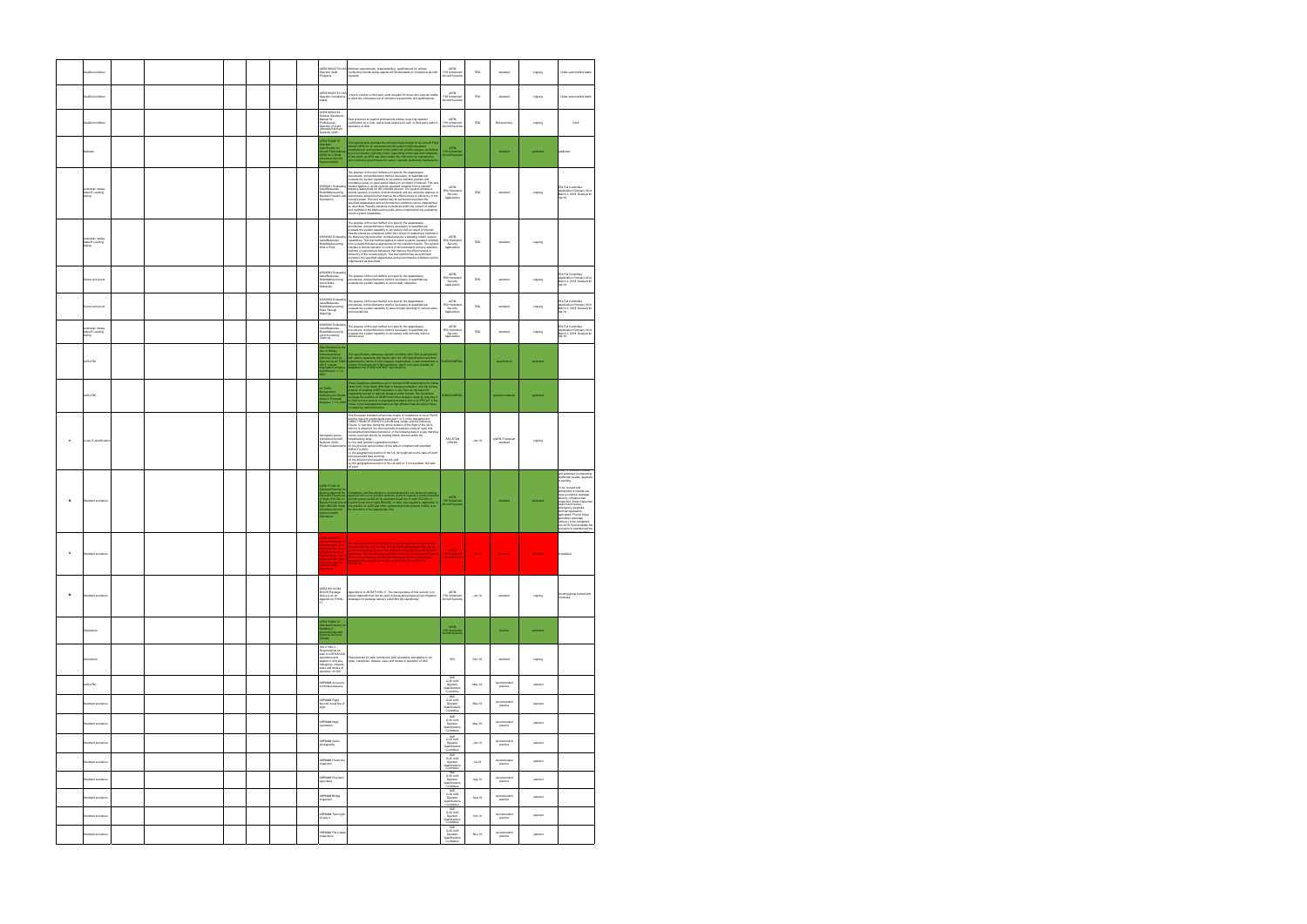| | | | | | | | | | |
|---|---|---|---|---|---|---|---|---|---|
| | Qualified entities | ASTM WK62734 UAS Operator Audit Programs | Minimum requirements, responsibilities, qualifications for entities conducting internal audits against ASTM standards on Unmanned Aircraft Systems. | ASTM F38 Unmanned Aircraft Systems | TBD | standard | ongoing | Under subcommittee ballot |
| | Qualified entities | ASTM WK62741 UAS Operator Compliance Audits | | ASTM F38 Unmanned Aircraft Systems | TBD | standard | ongoing | Under subcommittee ballot |
| | Qualified entities | ASTM WK62744 General Operations Manual for Professional Operator of Light Unmanned Aircraft Systems | Best practices to support professional entities | ASTM F38 Unmanned Aircraft Systems | TBD | Best practice | ongoing | Draft |
| | Manuals | ASTM F2908-18 Standard Specification for Aircraft Flight Manual (AFM) for a Small Unmanned Aircraft System (sUAS) | | ASTM F38 Unmanned Aircraft Systems | | standard | published | published |
| | Automatic Takeoff/Landing testing | WK58931 Evaluating Aerial Response Robot Maneuvering: Maintain Position and Orientation | | ASTM E54 Homeland Security Applications | TBD | standard | ongoing | E54 Full Committee adjudication February 2019 |
| | Automatic Takeoff/Landing testing | WK58932 Evaluating Aerial Response Robot Maneuvering: Orbit a Point | | ASTM E54 Homeland Security Applications | TBD | standard | ongoing | |
| | Detect and avoid | WK58933 Evaluating Aerial Response Robot Maneuvering: Avoid Static Obstacles | | ASTM E54 Homeland Security Applications | TBD | standard | ongoing | E54 Full Committee adjudication February 2019 |
| | Detect and avoid | WK58934 Evaluating Aerial Response Robot Maneuvering: Pass Through Openings | | ASTM E54 Homeland Security Applications | TBD | standard | ongoing | E54 Full Committee adjudication February 2019 |
| | Automatic Takeoff/Landing testing | WK58935 Evaluating Aerial Response Robot Maneuvering: Land Accurately (Vertical) | | ASTM E54 Homeland Security Applications | TBD | standard | ongoing | E54 Full Committee adjudication February 2019 |
| | UAS ATM | Specifications for the Use of Military Unmanned Aerial Vehicles as Operational Air Traffic outside Segregated Airspace | | EUROCONTROL | | specification | published | |
| | UAS ATM | Air Traffic Management Guidelines for Global Hawk in European Airspace | | EUROCONTROL | | guidance material | published | |
| 15 | Level E identification | Aerospace series - Unmanned Aircraft Systems (UAS) - Product requirements | | ASD-STAN D5/WG8 | Jan-19 | prEN standard | ongoing | |
| 16 | Standard scenarios | ASTM F3196-18 Standard Practice for Seeking Approval for Extended Visual Line of Sight (EVLOS) or Beyond Visual Line of Sight (BVLOS) Small Unmanned Aircraft System (sUAS) Operations | | ASTM F38 Unmanned Aircraft Systems | | standard | published | |
| 8 | Standard scenarios | | | ASTM F38 Unmanned Aircraft Systems | Jan-19 | Practice | published | Completed |
| 16 | Standard scenarios | ASTM WK BVLOS Package Delivery as an Appendix to F3196-17 | Appendix to ASTM F3196-17. | ASTM F38 Unmanned Aircraft Systems | Jan-19 | standard | ongoing | Working group formed and continuous |
| | Operations | ASTM F3266-18 Standard Guide for Training for Remote Pilot in Command of Unmanned Aircraft Systems (UAS) | | ASTM F38 Unmanned Aircraft Systems | | practice | published | |
| | Operations | ISO 21384-3 Requirements for safe commercial UAS operations | Requirements for safe commercial UAS operations and applies to all types, categories, classes, sizes and modes of operation of UAS. | ISO | Dec-19 | standard | ongoing | |
| | UAS ATM | ARP Access to controlled airspace | | SAE G-30 UAS Operator Qualifications Committee | May-19 | recommended practice | planned | |
| | Standard scenarios | ARP Flight beyond visual line of sight | | SAE G-30 UAS Operator Qualifications Committee | May-19 | recommended practice | planned | |
| | Standard scenarios | ARP Night operations | | SAE G-30 UAS Operator Qualifications Committee | May-19 | recommended practice | planned | |
| | Standard scenarios | ARP Aerial photography | | SAE G-30 UAS Operator Qualifications Committee | Jun-19 | recommended practice | planned | |
| | Standard scenarios | ARP Powerline inspection | | SAE G-30 UAS Operator Qualifications Committee | Jul-19 | recommended practice | planned | |
| | Standard scenarios | ARP Precision agriculture | | SAE G-30 UAS Operator Qualifications Committee | Aug-19 | recommended practice | planned | |
| | Standard scenarios | ARP Bridge inspection | | SAE G-30 UAS Operator Qualifications Committee | Sep-19 | recommended practice | planned | |
| | Standard scenarios | ARP Tower inspection | | SAE G-30 UAS Operator Qualifications Committee | Oct-19 | recommended practice | planned | |
| | Standard scenarios | ARP Flare stack inspections | | SAE G-30 UAS Operator Qualifications Committee | Nov-19 | recommended practice | planned | |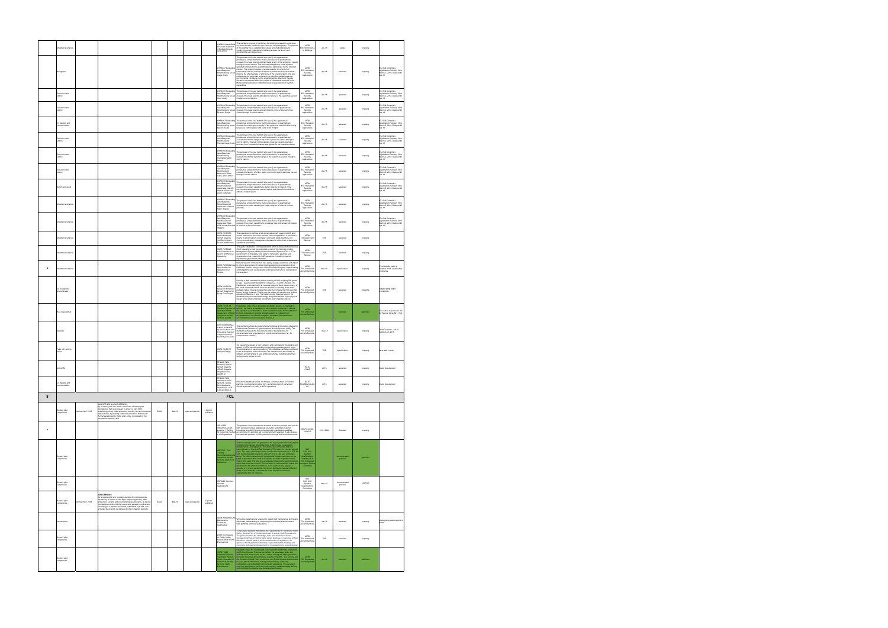| | | | | | | | | | | | | | | |
|---|---|---|---|---|---|---|---|---|---|---|---|---|---|---|
| | Airworthiness | | | | | | | WK60443 New Guide for Visual Inspection of Building Facades using Drone | This standard consists of guidelines for visiting drones with cameras to document facade conditions with video and still photographs. The purpose of this standard is to establish procedures and methodologies for conducting visual inspections of building facades via drone, and documenting such inspections. | ASTM E06 Performance of Buildings | Jan-18 | guide | ongoing | |
| | Navigation | | | | | | | WK58677 Evaluating aerial Response Robot Sensing: Visual Image Acuity | The purpose of this test method is to specify the apparatuses, procedures, and performance metrics necessary to quantitatively evaluate the visual (electro-optical) image acuity of the system as viewed through a control station. | ASTM E54 Homeland Security Applications | Jan-18 | standard | ongoing | E54 Full Committee adjudication February 2018, March 2, 2018, Ballots fill Apr 18 |
| | Ground control station | | | | | | | WK58685 Evaluating aerial Response Robot Sensing: Visual Color Acuity | The purpose of this test method is to specify the apparatuses, procedures, and performance metrics necessary to quantitatively evaluate the visual (electro-optical) color acuity of the system as viewed through a control station. | ASTM E54 Homeland Security Applications | Jan-18 | standard | ongoing | E54 Full Committee adjudication February 2018, March 2, 2018, Ballots fill Apr 18 |
| | Ground control station | | | | | | | WK58686 Evaluating aerial Response Robot Sensing: Visual Dynamic Range | The purpose of this test method is to specify the apparatuses, procedures, and performance metrics necessary to quantitatively evaluate the visual (electro-optical) dynamic range of the system as viewed through a control station. | ASTM E54 Homeland Security Applications | Jan-18 | standard | ongoing | E54 Full Committee adjudication February 2018, March 2, 2018, Ballots fill Apr 18 |
| | C2 datalink and communication | | | | | | | WK58687 Evaluating aerial Response Robot Sensing: Audio Speech Acuity | The purpose of this test method is to specify the apparatuses, procedures, and performance metrics necessary to quantitatively evaluate the audio speech acuity of the system as heard bi-directionally between a control station and aerial robot in flight. | ASTM E54 Homeland Security Applications | Jan-18 | standard | ongoing | E54 Full Committee adjudication February 2018, March 2, 2018, Ballots fill Apr 18 |
| | Ground control station | | | | | | | WK58688 Evaluating aerial Response Robot Sensing: Thermal Image Acuity | The purpose of this test method is to specify the apparatuses, procedures, and performance metrics necessary to quantitatively evaluate the thermal image acuity of the system as viewed through a control station. This test method applies to aerial systems operated remotely from a standoff distance appropriate for the intended mission. | ASTM E54 Homeland Security Applications | Jan-18 | standard | ongoing | E54 Full Committee adjudication February 2018, March 2, 2018, Ballots fill Apr 18 |
| | Ground control station | | | | | | | WK58689 Evaluating aerial Response Robot Sensing: Thermal Dynamic Range | The purpose of this test method is to specify the apparatuses, procedures, and performance metrics necessary to quantitatively evaluate the thermal dynamic range of the system as viewed through a control station. | ASTM E54 Homeland Security Applications | Jan-18 | standard | ongoing | E54 Full Committee adjudication February 2018, March 2, 2018, Ballots fill Apr 18 |
| | Ground control station | | | | | | | WK58690 Evaluating aerial Response Robot Sensing: Latency of Video, Audio, and Control | The purpose of this test method is to specify the apparatuses, procedures, and performance metrics necessary to quantitatively evaluate the latency of video, audio, and control sub-systems as viewed through a control station. | ASTM E54 Homeland Security Applications | Jan-18 | standard | ongoing | E54 Full Committee adjudication February 2018, March 2, 2018, Ballots fill Apr 18 |
| | System architecture | | | | | | | WK58696 Evaluating aerial Response Robot Situational Awareness: Identify Objects (Point and Zoom Cameras) | The purpose of this test method is to specify the apparatuses, procedures, and performance metrics necessary to quantitatively evaluate the system capability to identify objects of interest in the environment using cameras (electro-optical and thermal from defined altitudes in open space. | ASTM E54 Homeland Security Applications | Jan-18 | standard | ongoing | E54 Full Committee adjudication February 2018, March 2, 2018, Ballots fill Apr 18 |
| | Airworthiness | | | | | | | WK58697 Evaluating aerial Response Robot Situational Awareness: Inspect Static Objects | The purpose of this test method is to specify the apparatuses, procedures, and performance metrics necessary to quantitatively evaluate the system capability to inspect objects of interest in close proximity. | ASTM E54 Homeland Security Applications | Jan-18 | standard | ongoing | E54 Full Committee adjudication February 2018, March 2, 2018, Ballots fill Apr 18 |
| | Airworthiness | | | | | | | WK58699 Evaluating aerial Response Robot Situational Awareness: Map Wide Areas (Stitched Images) | The purpose of this test method is to specify the apparatuses, procedures, and performance metrics necessary to quantitatively evaluate the system capability to accurately map wide areas with objects of interest in the environment. | ASTM E54 Homeland Security Applications | Jan-18 | standard | ongoing | E54 Full Committee adjudication February 2018, March 2, 2018, Ballots fill Apr 18 |
| | Airworthiness | | | | | | | ASTM WK50231 Small Unmanned Aircraft Systems (sUAS) for Land Search and Rescue | This classification defines small unmanned aircraft system (sUAS) land search and rescue resources in terms of their capabilities. It provides a means by which resource managers and sUAS pilots/operators can ensure an emergency management the basis for which their systems are capable of performing. | ASTM F32 Search and Rescue | TBD | standard | ongoing | |
| | Airworthiness | | | | | | | ASTM WK50239 sUAS Operations in Search and Rescue Missions | This guide establishes a framework within which sUAS search and rescue (SAR) operations shall be conducted as part of the National Incident Management System (NIMS) Incident Command System (ICS). 1.2 The requirements of this guide shall apply to individuals, agencies, and organizations that respond to SAR incidents in accordance with regulations/ government mandates. | ASTM F32 Search and Rescue | TBD | standard | ongoing | |
| 9 | Airworthiness | | | | | | | ASTM WK56338 Pilot Specification for Operations over People | Secure separate standards for risk, safety, design, operations with respect to certain development of selection sUAS supporting documentation in the Pathfinder studies. Using results of the Pathfinder Program, impact testing and mitigations such as applicable sUAS parachutes to be incorporated into standard. | ASTM F38 Unmanned Aircraft Systems | Nov-18 | specification | ongoing | Final draft for ballot in Summer 2018, adjudicating comments |
| | UA Design and Airworthiness | | | | | | | ASTM WK58026 Safety of Unmanned Aircraft Systems for Flying Over People | Develop a draft standard for product marking of UAS weighing 250 grams or less. Develop draft standard for Category 2, 3, and 4 UAS mass (1). Establishes a test method by to measure Kinetic Energy impact energy of the small unmanned aircraft and the aircraft mass operating in the case. Product is for meeting or approving in other category. The FAA specified impact energy threshold. Testing may be subject to manufacturer defined operating limitations, if any. The impact energy threshold used in the standards may account for the energy dissipation caused by the physical design of the small unmanned aircraft and body impact conditions. | ASTM F38 Unmanned Aircraft Systems | TBD | standard | ongoing | Adjudicating ballot comments |
| | Risk Assessment | | | | | | | ASTM F3178-16 Standard Practice for Operational Risk Assessment of Small Unmanned Aircraft Systems (sUAS) | This practice defines the requirements for risk assessment with the operation of a small unmanned aircraft system. The end of an operation in which system complexity is minimal, the operation is conducted in a lower risk environment, and the likelihood of harming people or property, through known, is unknown or as acceptable level. As mission complexity increases, the operational environment may become less and enlarged. | ASTM F38 Unmanned Aircraft Systems | | standard | published | This will be referred to, (a), for Special Class (§21.17 B) |
| | Markets | | | | | | | ASTM WK59584 New Practice for General Operations Manual for Professional Operator of Light Unmanned Aircraft Systems (UAS) | This standard defines the requirements for General Operations Manual for Professional Operator of Light Unmanned Aircraft Systems (UAS). The standard addresses the requirements and/or best practices for documentation and organization of a professional operator (i.e., for compensation and hire). | ASTM F38 Unmanned Aircraft Systems | Aug-18 | specification | ongoing | Draft Complete - will be balloted Jun 2018 |
| | Take-off Landing areas | | | | | | | ASTM WK59473 Vertiport Design | To support the design of civil vertiports and vertistops for the landing and takeoff of VTOL aircraft including and discharging passengers or cargo. The proliferation of electric powered eVTOL should be carefully considered in the development of this document. The standard must be suitable to address aircraft ranging in size and design, including conventional and optionally piloted aircraft. | ASTM F38 Unmanned Aircraft Systems | TBD | specification | ongoing | New draft in work |
| | UAS w/ Kit | | | | | | | STANAG 7234 Remotely Piloted Aircraft Systems (RPAS) Airspace Integration (AI... and AEP-XX) | | NATO FINAS | 2018 | standard | ongoing | Under development |
| | C2 datalink and communication | | | | | | | STANAG 7234 Unmanned Aerial Systems Tactics Techniques and Procedures - ATP 3.3.8 (ATAM-2)... | Provide standardized tactics, techniques, and procedures (TTP) for the planning, command and control (C2), and employment of unmanned aircraft systems (TTP-UAS) in NATO operations. | NATO NC3B/RCGS UA | 2018 | standard | ongoing | Under development |
| 8 | | | | | | | | FCL | | | | | | |
| | Remote pilot competence | Opinion No 1.2018 | UAS.OPEN.060 and UAS.OPEN.50: As a remote pilot who holds a certificate of remote pilot competency that is necessary to ensure a safe flight, respecting privacy, data protection, security and environmental requirements, by passing a theoretical test in a manner and format established by EASA at an entity recognised by the competent authority; and | EASA | Mar-18 | open category/BI | Opinion published | | | | | | | |
| 8 | | | | | | | | ISO 23665 - Unmanned aircraft systems — Training for personnel involved in UAS operations | The purpose of this international standard is that the persons who work for UAS operation receive appropriate education and obtain required knowledge and skills. Focusing on educational organizations qualified according to the standard will be internationally regarded. It will enhance international operation of UAS, personal exchange and international trade. | ISO/TC 20/SC 16 WG 5 | 2021/2024 | Standard | ongoing | |
| | Remote pilot competence | | | | | | | ARP5707 - Pilot Training Recommendations for Unmanned Aircraft Systems (UAS) Civil Operations | This document provides a suggested list for the development of training topics for pilots of Unmanned Aircraft Systems (UAS) for use by operators, manufacturers, and regulators. The classification of training topics is based initially on Pilot/Low Task Standard (PTS) model for manned aircraft pilots. The topics therefore provide a baseline for the implementation of a PTS for UAS commercial pilot operations and a PTS for a UAS pilot instrument rating. The UAS commercial pilot rating would include operations on the types of operations that could be flown that would be equivalent in the type of with meet. The UAS type would also influence the specific training requirements. Additional information on specific training may include requirements for timer circumstances, such as takeovers, payload operation, or general operation; we have to distinguish between different levels of pilot authority or the need to train for pilot-in-command, supplemental pilot, or observer. | SAE G-10 UAS Operator Qualifications Committee & G-10 Unmanned Aircraft Systems Committee | | recommended practice | published | |
| | Remote pilot competence | | | | | | | ARP6008 Common operator qualifications | | SAE G-10 UAS Operator Qualifications Committee | May-19 | recommended practice | planned | |
| | Remote pilot competence | Opinion No 1.2018 | UAS.OPEN.060: As a remote pilot who has demonstrated the competencies necessary to ensure a safe flight, respecting privacy, data protection, security and environmental requirements, by having completed an online training course and passed an online test according to a manner and format established by EASA, and provided by an entity recognised by the competent authority | EASA | Mar-18 | open category/BI | Opinion published | | | | | | | |
| | Maintenance | | | | | | | ASTM WK60938 UAS Maintenance Technician Qualification | Will outline qualifications required to conduct UAS maintenance technicians with broad understanding of supporting the continued airworthiness of UAS platforms and their subsystems. | ASTM F38 Unmanned Aircraft Systems | Jan-19 | standard | ongoing | Redrafting in advance prior to ballot |
| | Remote pilot competence | | | | | | | WK60 On Training for Public Safety Remote Pilot of UAS Endorsement | Establishes standard for the training and qualification of a Public Safety Remote Pilot of Unmanned Aircraft Systems (UAS) Endorsement. The guide describes the knowledge, skills, and abilities required to operate unmanned aircraft systems safely and effectively. In the absence, a guide to aid the development of regulations, an approved ASTM guide that describes required education, training, and continuing professional development for those performing as professional. | ASTM F38 Unmanned Aircraft Systems | TBD | standard | ongoing | |
| | Remote pilot competence | | | | | | | ASTM F3266 Standard Guide for Training for Remote Pilot in Command of Unmanned Aircraft Systems (UAS) Endorsement | Establish criteria for Training and Certification of small Pilots, Instructors, and School Owners. This practice defines the knowledge, skills, and abilities (KSA) of the people for the certified training and flight operations for Small Unmanned Aircraft Systems (sUAS) in the field. The Training and Certification of sUAS Pilots, Instructors, and School Owners includes areas of knowledge and qualifications, training and proficiency, currency, certification, and sUAS flight testing for the operations. This document specifically is intended to meet the organization's regulator quality, training, and certification programs, and facilitate smaller ruling. | ASTM F38 Unmanned Aircraft Systems | Apr-18 | standard | published | |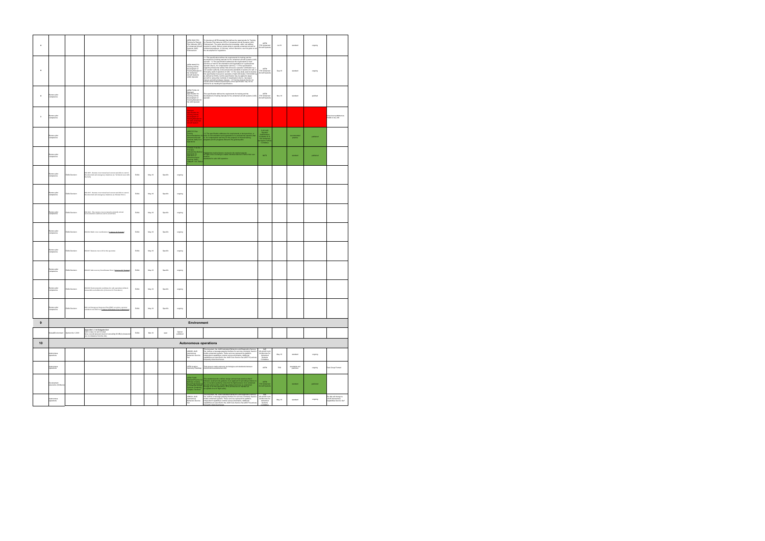| | | | | | | | | | | | | | | |
|---|---|---|---|---|---|---|---|---|---|---|---|---|---|---|
| a | | | | | | | | ASTM WK61763 Training for Remote Pilot Instructor (RPI) of Unmanned Aircraft Systems (UAS) Endorsement | To develop an ASTM standard that defines the requirements for Training for Remote Pilot Instructor (RPI) of Unmanned Aircraft Systems (UAS) Endorsement. | ASTM F38 Unmanned Aircraft Systems | Jul-19 | standard | ongoing | |
| a | | | | | | | | ASTM WK62743 Training and the Development of Training Manuals for the Unmanned Aircraft Systems (UAS) Operator | 1.1 This specification defines the requirements for training and the development of training manuals for the unmanned aircraft systems (UAS) operator. | ASTM F38 Unmanned Aircraft Systems | Sep-19 | standard | ongoing | |
| a | Remote pilot competence | | | | | | | ASTM F3266-18 Standard Specification for Training and the Development of Training Manuals for the UAS Operator | This specification defines the requirements for training and the development of training manuals for the unmanned aircraft systems (UAS) operator. | ASTM F38 Unmanned Aircraft Systems | Nov-18 | standard | published | |
| b | Remote pilot competence | | | | | | | | | | | | | Technical report published as F3330 in Nov 202 |
| | Remote pilot competence | | | | | | | ARP5707 Pilot Training Recommendations for Unmanned Aircraft Systems (UAS) Civil Operations | 1.0 This specification addresses the requirements of pilot practices. | SAE G-10 UAS Operator Qualifications Committee & G-10 Unmanned Aerospace Vehicle Training Committee | | recommended practice | published | |
| | Remote pilot competence | | | | | | | | | NATO | | standard | published | |
| | Remote pilot competence | EASA Guidance | UAS.SPEC.050 - Remote crew trained and current and able to control the abnormal and emergency situations (i.e. Technical issue with the UAS) | EASA | May-19 | Specific | ongoing | | | | | | | |
| | Remote pilot competence | EASA Guidance | UAS.SPEC.050 - Remote crew trained and current and able to control the abnormal and emergency situations (i.e. Human Error) | EASA | May-19 | Specific | ongoing | | | | | | | |
| | Remote pilot competence | EASA Guidance | UAS.SPEC.050 - The remote crew is trained to identify critical environmental conditions and to avoid them | EASA | May-19 | Specific | ongoing | | | | | | | |
| | Remote pilot competence | EASA Guidance | Multi crew coordination (Criterion #3 Training) | EASA | May-19 | Specific | ongoing | | | | | | | |
| | Remote pilot competence | EASA Guidance | Remote crew is fit for the operation | EASA | May-19 | Specific | ongoing | | | | | | | |
| | Remote pilot competence | EASA Guidance | Adjacent Area/Airspace (Criterion #2 Training) | EASA | May-19 | Specific | ongoing | | | | | | | |
| | Remote pilot competence | EASA Guidance | Environmental conditions for safe operations defined, measurable and adhered to (Criterion #1 Procedures) | EASA | May-19 | Specific | ongoing | | | | | | | |
| | Remote pilot competence | EASA Guidance | M3 An Emergency Response Plan (ERP) is in place, operator validated and effective (Criterion #2 Training) | EASA | May-19 | Specific | ongoing | | | | | | | |
| **9** | **Environment** | | | | | | | | | | | | | |
| | Noise&Environment | Opinion No 1 2018 | Appendix 1: 3 to Delegated Act | EASA | Mar-18 | open | Opinion published | | | | | | | |
| **10** | **Autonomous operations** | | | | | | | | | | | | | |
| | Autonomous operations | | | | | | | AS6845 JAUS Autonomous Behaviors Service Set | This document, the JAUS Autonomous Behaviors and Diagnostics Service Set, defines a message-passing interface for services commonly found in mobile unmanned systems. | SAE AS-4 JAUS | May-19 | standard | ongoing | |
| | Autonomous operations | | | | | | | ASTM autonomy Roadmap | Task group to make autonomy technologies and standards roadmap | ASTM | TBD | standards and practices | ongoing | Task Group Formed |
| | Development assurance (Software) | | | | | | | ASTM F3269 Standard Practice for Methods to Safely Bound Flight Behavior of Unmanned Aircraft Systems Containing Complex Functions | This standard practice defines design and test best practices. | ASTM F38 Unmanned Aircraft Systems | | standard | published | |
| | Autonomous operations | | | | | | | AS6XXX JAUS Autonomous Behaviors Service Set | This document, the JAUS Autonomous Behaviors and Diagnostics Service Set, defines a message-passing interface for services commonly found in mobile unmanned systems. | SAE AS-4 JAUS | May-19 | standard | ongoing | The title will change to "JAUS Autonomous Capabilities Service Set" |